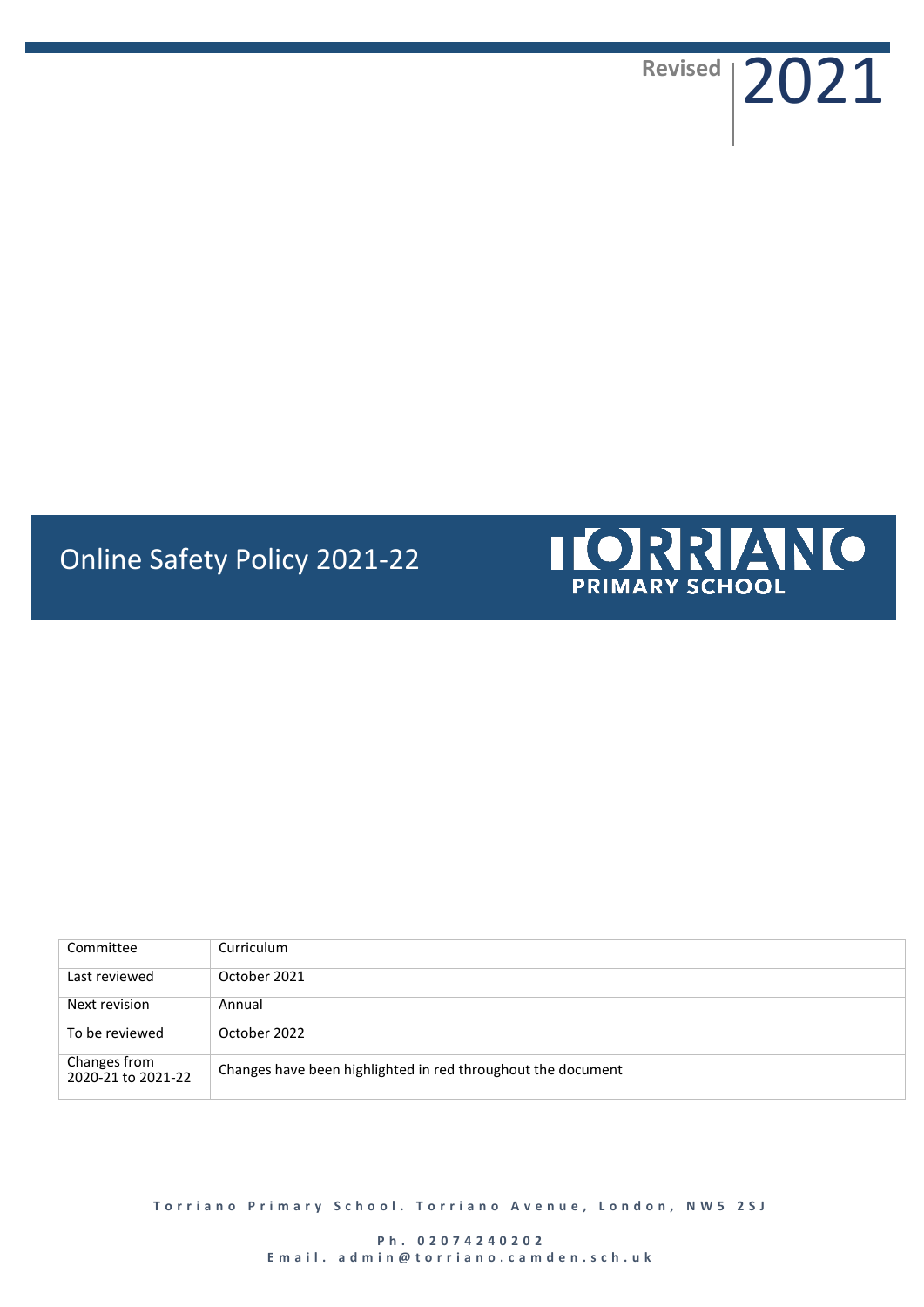Revised 2021

# Online Safety Policy 2021-22

TORRIANO PRIMARY SCHOOL

| Committee | Curriculum |
|---|---|
| Last reviewed | October 2021 |
| Next revision | Annual |
| To be reviewed | October 2022 |
| Changes from 2020-21 to 2021-22 | Changes have been highlighted in red throughout the document |

Torriano Primary School. Torriano Avenue, London, NW5 2SJ

Ph. 02074240202
Email. admin@torriano.camden.sch.uk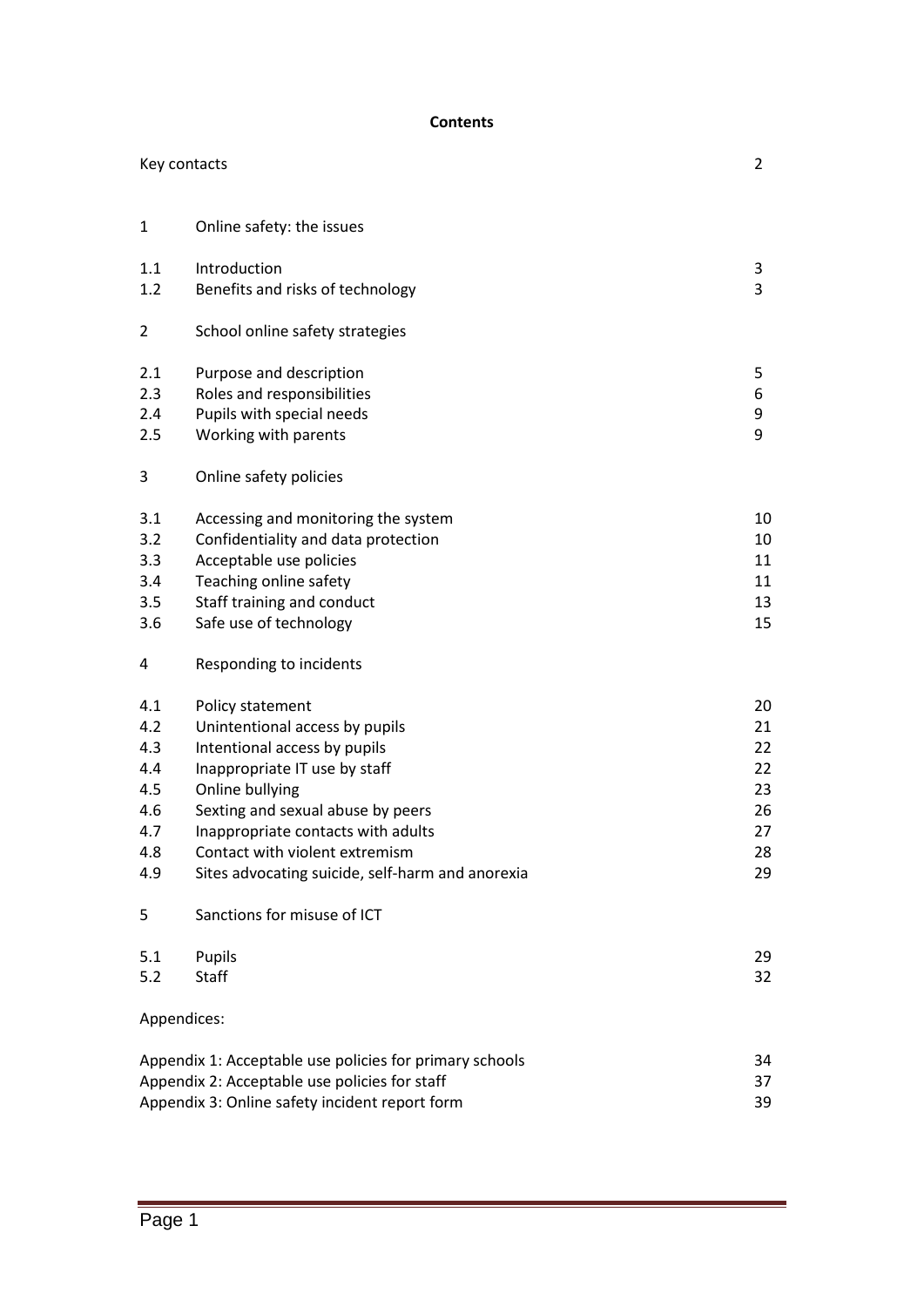**Contents**

| | | |
|---|---|---|
| Key contacts | | 2 |
| 1 | Online safety: the issues | |
| 1.1 | Introduction | 3 |
| 1.2 | Benefits and risks of technology | 3 |
| 2 | School online safety strategies | |
| 2.1 | Purpose and description | 5 |
| 2.3 | Roles and responsibilities | 6 |
| 2.4 | Pupils with special needs | 9 |
| 2.5 | Working with parents | 9 |
| 3 | Online safety policies | |
| 3.1 | Accessing and monitoring the system | 10 |
| 3.2 | Confidentiality and data protection | 10 |
| 3.3 | Acceptable use policies | 11 |
| 3.4 | Teaching online safety | 11 |
| 3.5 | Staff training and conduct | 13 |
| 3.6 | Safe use of technology | 15 |
| 4 | Responding to incidents | |
| 4.1 | Policy statement | 20 |
| 4.2 | Unintentional access by pupils | 21 |
| 4.3 | Intentional access by pupils | 22 |
| 4.4 | Inappropriate IT use by staff | 22 |
| 4.5 | Online bullying | 23 |
| 4.6 | Sexting and sexual abuse by peers | 26 |
| 4.7 | Inappropriate contacts with adults | 27 |
| 4.8 | Contact with violent extremism | 28 |
| 4.9 | Sites advocating suicide, self-harm and anorexia | 29 |
| 5 | Sanctions for misuse of ICT | |
| 5.1 | Pupils | 29 |
| 5.2 | Staff | 32 |
| Appendices: | | |
| Appendix 1: Acceptable use policies for primary schools | | 34 |
| Appendix 2: Acceptable use policies for staff | | 37 |
| Appendix 3: Online safety incident report form | | 39 |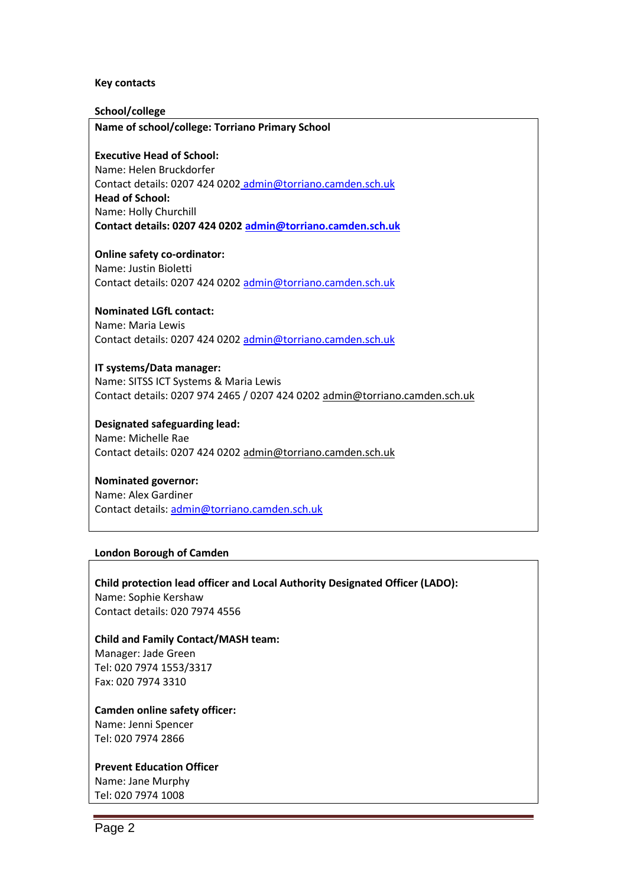**Key contacts**

**School/college**

**Name of school/college: Torriano Primary School**

**Executive Head of School:**
Name: Helen Bruckdorfer
Contact details: 0207 424 0202 admin@torriano.camden.sch.uk

**Head of School:**
Name: Holly Churchill
**Contact details: 0207 424 0202 admin@torriano.camden.sch.uk**

**Online safety co-ordinator:**
Name: Justin Bioletti
Contact details: 0207 424 0202 admin@torriano.camden.sch.uk

**Nominated LGfL contact:**
Name: Maria Lewis
Contact details: 0207 424 0202 admin@torriano.camden.sch.uk

**IT systems/Data manager:**
Name: SITSS ICT Systems & Maria Lewis
Contact details: 0207 974 2465 / 0207 424 0202 admin@torriano.camden.sch.uk

**Designated safeguarding lead:**
Name: Michelle Rae
Contact details: 0207 424 0202 admin@torriano.camden.sch.uk

**Nominated governor:**
Name: Alex Gardiner
Contact details: admin@torriano.camden.sch.uk

**London Borough of Camden**

**Child protection lead officer and Local Authority Designated Officer (LADO):**
Name: Sophie Kershaw
Contact details: 020 7974 4556

**Child and Family Contact/MASH team:**
Manager: Jade Green
Tel: 020 7974 1553/3317
Fax: 020 7974 3310

**Camden online safety officer:**
Name: Jenni Spencer
Tel: 020 7974 2866

**Prevent Education Officer**
Name: Jane Murphy
Tel: 020 7974 1008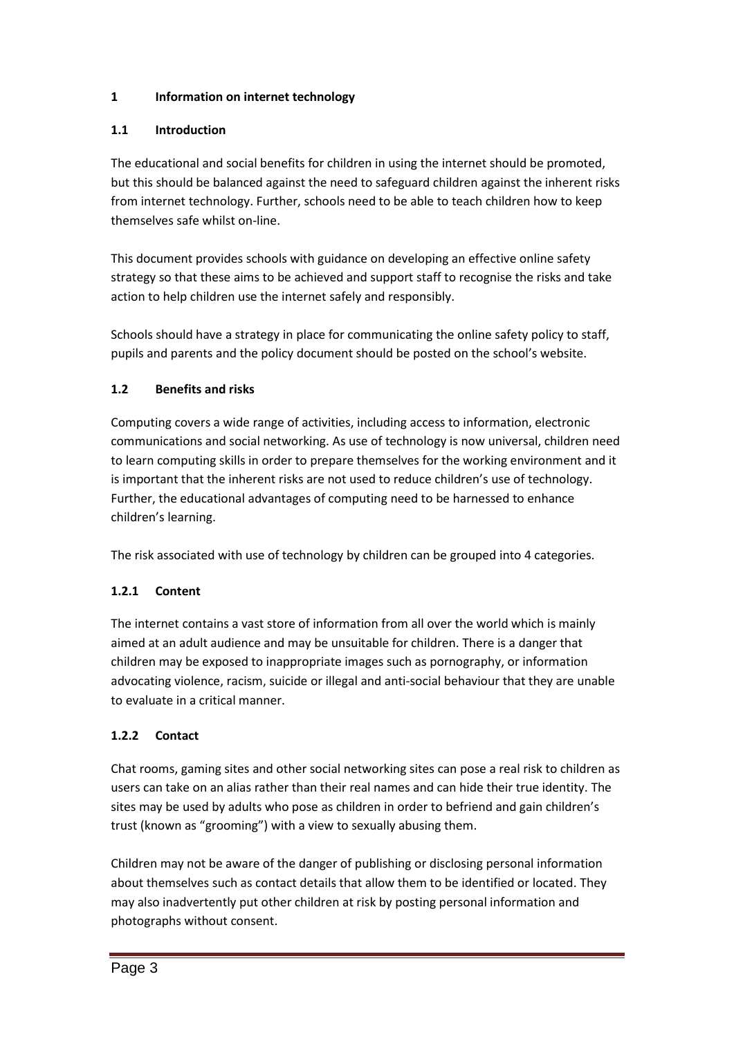## 1 Information on internet technology

### 1.1 Introduction

The educational and social benefits for children in using the internet should be promoted, but this should be balanced against the need to safeguard children against the inherent risks from internet technology. Further, schools need to be able to teach children how to keep themselves safe whilst on-line.

This document provides schools with guidance on developing an effective online safety strategy so that these aims to be achieved and support staff to recognise the risks and take action to help children use the internet safely and responsibly.

Schools should have a strategy in place for communicating the online safety policy to staff, pupils and parents and the policy document should be posted on the school's website.

### 1.2 Benefits and risks

Computing covers a wide range of activities, including access to information, electronic communications and social networking. As use of technology is now universal, children need to learn computing skills in order to prepare themselves for the working environment and it is important that the inherent risks are not used to reduce children's use of technology. Further, the educational advantages of computing need to be harnessed to enhance children's learning.

The risk associated with use of technology by children can be grouped into 4 categories.

#### 1.2.1 Content

The internet contains a vast store of information from all over the world which is mainly aimed at an adult audience and may be unsuitable for children. There is a danger that children may be exposed to inappropriate images such as pornography, or information advocating violence, racism, suicide or illegal and anti-social behaviour that they are unable to evaluate in a critical manner.

#### 1.2.2 Contact

Chat rooms, gaming sites and other social networking sites can pose a real risk to children as users can take on an alias rather than their real names and can hide their true identity. The sites may be used by adults who pose as children in order to befriend and gain children's trust (known as "grooming") with a view to sexually abusing them.

Children may not be aware of the danger of publishing or disclosing personal information about themselves such as contact details that allow them to be identified or located. They may also inadvertently put other children at risk by posting personal information and photographs without consent.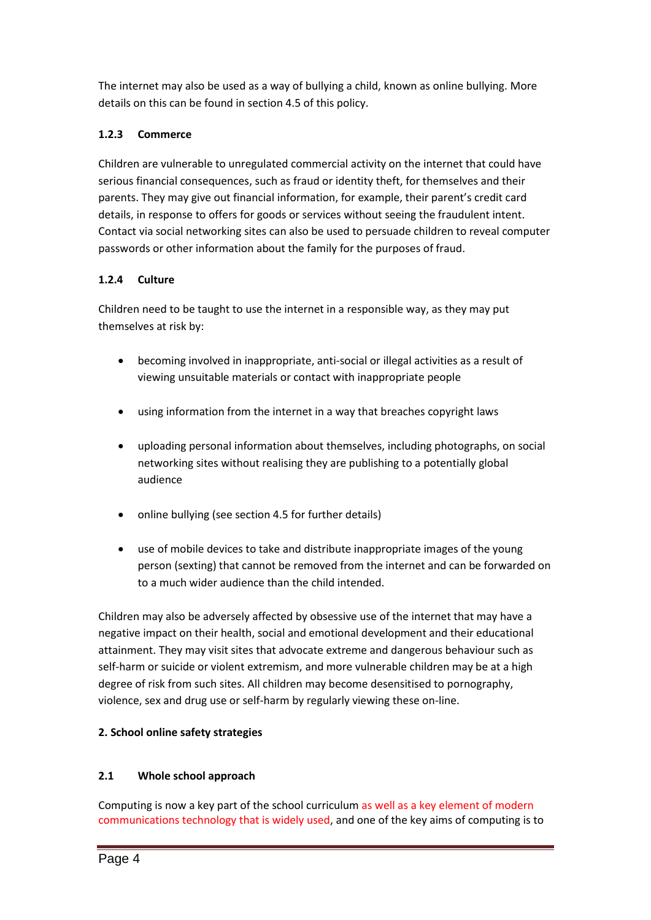The internet may also be used as a way of bullying a child, known as online bullying. More details on this can be found in section 4.5 of this policy.

#### 1.2.3 Commerce

Children are vulnerable to unregulated commercial activity on the internet that could have serious financial consequences, such as fraud or identity theft, for themselves and their parents. They may give out financial information, for example, their parent's credit card details, in response to offers for goods or services without seeing the fraudulent intent. Contact via social networking sites can also be used to persuade children to reveal computer passwords or other information about the family for the purposes of fraud.

#### 1.2.4 Culture

Children need to be taught to use the internet in a responsible way, as they may put themselves at risk by:

- becoming involved in inappropriate, anti-social or illegal activities as a result of viewing unsuitable materials or contact with inappropriate people
- using information from the internet in a way that breaches copyright laws
- uploading personal information about themselves, including photographs, on social networking sites without realising they are publishing to a potentially global audience
- online bullying (see section 4.5 for further details)
- use of mobile devices to take and distribute inappropriate images of the young person (sexting) that cannot be removed from the internet and can be forwarded on to a much wider audience than the child intended.

Children may also be adversely affected by obsessive use of the internet that may have a negative impact on their health, social and emotional development and their educational attainment. They may visit sites that advocate extreme and dangerous behaviour such as self-harm or suicide or violent extremism, and more vulnerable children may be at a high degree of risk from such sites. All children may become desensitised to pornography, violence, sex and drug use or self-harm by regularly viewing these on-line.

## 2. School online safety strategies

### 2.1 Whole school approach

Computing is now a key part of the school curriculum as well as a key element of modern communications technology that is widely used, and one of the key aims of computing is to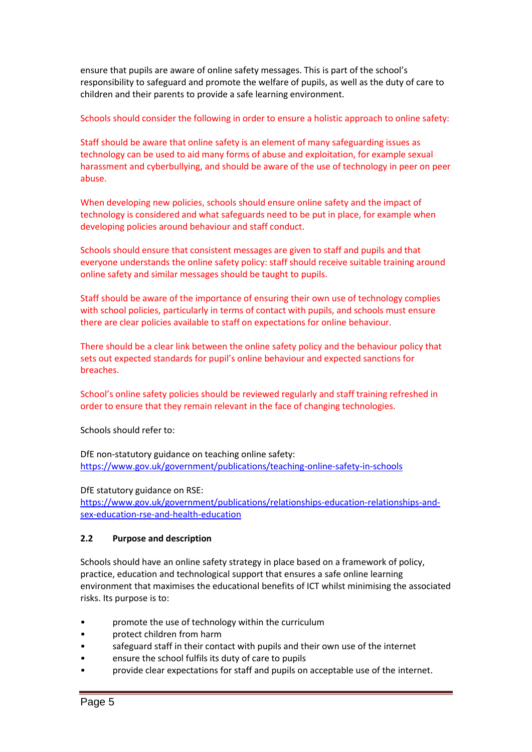ensure that pupils are aware of online safety messages. This is part of the school's responsibility to safeguard and promote the welfare of pupils, as well as the duty of care to children and their parents to provide a safe learning environment.

Schools should consider the following in order to ensure a holistic approach to online safety:

Staff should be aware that online safety is an element of many safeguarding issues as technology can be used to aid many forms of abuse and exploitation, for example sexual harassment and cyberbullying, and should be aware of the use of technology in peer on peer abuse.

When developing new policies, schools should ensure online safety and the impact of technology is considered and what safeguards need to be put in place, for example when developing policies around behaviour and staff conduct.

Schools should ensure that consistent messages are given to staff and pupils and that everyone understands the online safety policy: staff should receive suitable training around online safety and similar messages should be taught to pupils.

Staff should be aware of the importance of ensuring their own use of technology complies with school policies, particularly in terms of contact with pupils, and schools must ensure there are clear policies available to staff on expectations for online behaviour.

There should be a clear link between the online safety policy and the behaviour policy that sets out expected standards for pupil's online behaviour and expected sanctions for breaches.

School's online safety policies should be reviewed regularly and staff training refreshed in order to ensure that they remain relevant in the face of changing technologies.

Schools should refer to:

DfE non-statutory guidance on teaching online safety:
https://www.gov.uk/government/publications/teaching-online-safety-in-schools

DfE statutory guidance on RSE:
https://www.gov.uk/government/publications/relationships-education-relationships-and-sex-education-rse-and-health-education

### 2.2 Purpose and description

Schools should have an online safety strategy in place based on a framework of policy, practice, education and technological support that ensures a safe online learning environment that maximises the educational benefits of ICT whilst minimising the associated risks. Its purpose is to:

- promote the use of technology within the curriculum
- protect children from harm
- safeguard staff in their contact with pupils and their own use of the internet
- ensure the school fulfils its duty of care to pupils
- provide clear expectations for staff and pupils on acceptable use of the internet.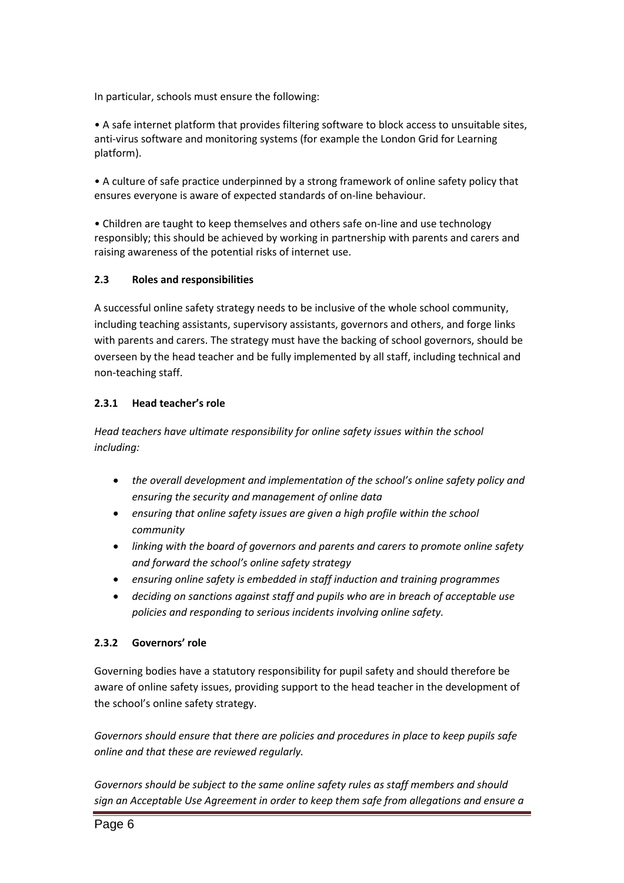In particular, schools must ensure the following:

• A safe internet platform that provides filtering software to block access to unsuitable sites, anti-virus software and monitoring systems (for example the London Grid for Learning platform).

• A culture of safe practice underpinned by a strong framework of online safety policy that ensures everyone is aware of expected standards of on-line behaviour.

• Children are taught to keep themselves and others safe on-line and use technology responsibly; this should be achieved by working in partnership with parents and carers and raising awareness of the potential risks of internet use.

### 2.3 Roles and responsibilities

A successful online safety strategy needs to be inclusive of the whole school community, including teaching assistants, supervisory assistants, governors and others, and forge links with parents and carers. The strategy must have the backing of school governors, should be overseen by the head teacher and be fully implemented by all staff, including technical and non-teaching staff.

#### 2.3.1 Head teacher's role

*Head teachers have ultimate responsibility for online safety issues within the school including:*

- *the overall development and implementation of the school's online safety policy and ensuring the security and management of online data*
- *ensuring that online safety issues are given a high profile within the school community*
- *linking with the board of governors and parents and carers to promote online safety and forward the school's online safety strategy*
- *ensuring online safety is embedded in staff induction and training programmes*
- *deciding on sanctions against staff and pupils who are in breach of acceptable use policies and responding to serious incidents involving online safety.*

#### 2.3.2 Governors' role

Governing bodies have a statutory responsibility for pupil safety and should therefore be aware of online safety issues, providing support to the head teacher in the development of the school's online safety strategy.

*Governors should ensure that there are policies and procedures in place to keep pupils safe online and that these are reviewed regularly.*

*Governors should be subject to the same online safety rules as staff members and should sign an Acceptable Use Agreement in order to keep them safe from allegations and ensure a*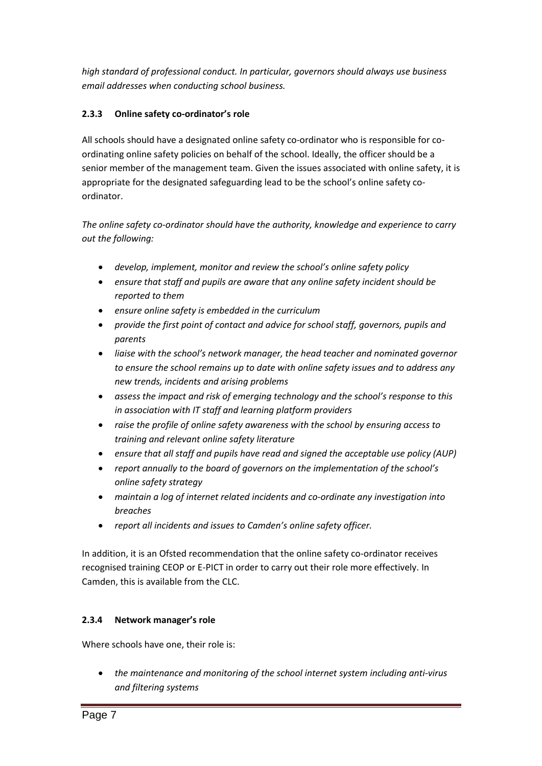*high standard of professional conduct. In particular, governors should always use business email addresses when conducting school business.*

#### 2.3.3 Online safety co-ordinator's role

All schools should have a designated online safety co-ordinator who is responsible for co-ordinating online safety policies on behalf of the school. Ideally, the officer should be a senior member of the management team. Given the issues associated with online safety, it is appropriate for the designated safeguarding lead to be the school's online safety co-ordinator.

*The online safety co-ordinator should have the authority, knowledge and experience to carry out the following:*

- *develop, implement, monitor and review the school's online safety policy*
- *ensure that staff and pupils are aware that any online safety incident should be reported to them*
- *ensure online safety is embedded in the curriculum*
- *provide the first point of contact and advice for school staff, governors, pupils and parents*
- *liaise with the school's network manager, the head teacher and nominated governor to ensure the school remains up to date with online safety issues and to address any new trends, incidents and arising problems*
- *assess the impact and risk of emerging technology and the school's response to this in association with IT staff and learning platform providers*
- *raise the profile of online safety awareness with the school by ensuring access to training and relevant online safety literature*
- *ensure that all staff and pupils have read and signed the acceptable use policy (AUP)*
- *report annually to the board of governors on the implementation of the school's online safety strategy*
- *maintain a log of internet related incidents and co-ordinate any investigation into breaches*
- *report all incidents and issues to Camden's online safety officer.*

In addition, it is an Ofsted recommendation that the online safety co-ordinator receives recognised training CEOP or E-PICT in order to carry out their role more effectively. In Camden, this is available from the CLC.

#### 2.3.4 Network manager's role

Where schools have one, their role is:

- *the maintenance and monitoring of the school internet system including anti-virus and filtering systems*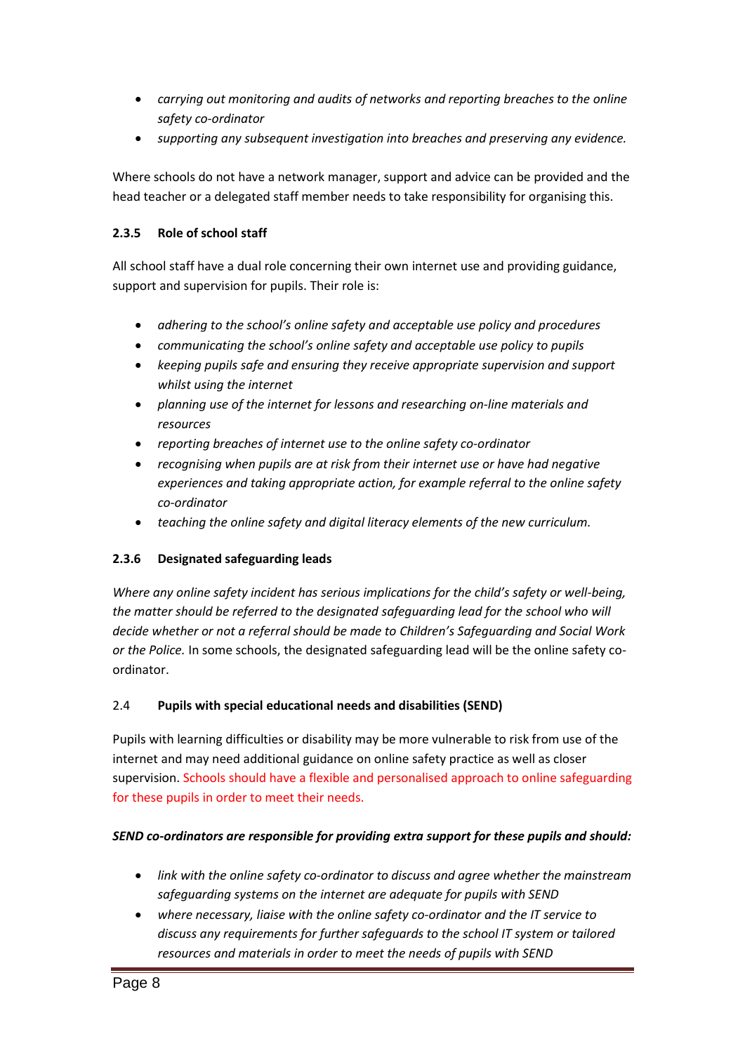- *carrying out monitoring and audits of networks and reporting breaches to the online safety co-ordinator*
- *supporting any subsequent investigation into breaches and preserving any evidence.*

Where schools do not have a network manager, support and advice can be provided and the head teacher or a delegated staff member needs to take responsibility for organising this.

#### 2.3.5 Role of school staff

All school staff have a dual role concerning their own internet use and providing guidance, support and supervision for pupils. Their role is:

- *adhering to the school's online safety and acceptable use policy and procedures*
- *communicating the school's online safety and acceptable use policy to pupils*
- *keeping pupils safe and ensuring they receive appropriate supervision and support whilst using the internet*
- *planning use of the internet for lessons and researching on-line materials and resources*
- *reporting breaches of internet use to the online safety co-ordinator*
- *recognising when pupils are at risk from their internet use or have had negative experiences and taking appropriate action, for example referral to the online safety co-ordinator*
- *teaching the online safety and digital literacy elements of the new curriculum.*

#### 2.3.6 Designated safeguarding leads

*Where any online safety incident has serious implications for the child's safety or well-being, the matter should be referred to the designated safeguarding lead for the school who will decide whether or not a referral should be made to Children's Safeguarding and Social Work or the Police.* In some schools, the designated safeguarding lead will be the online safety co-ordinator.

### 2.4 Pupils with special educational needs and disabilities (SEND)

Pupils with learning difficulties or disability may be more vulnerable to risk from use of the internet and may need additional guidance on online safety practice as well as closer supervision. Schools should have a flexible and personalised approach to online safeguarding for these pupils in order to meet their needs.

***SEND co-ordinators are responsible for providing extra support for these pupils and should:***

- *link with the online safety co-ordinator to discuss and agree whether the mainstream safeguarding systems on the internet are adequate for pupils with SEND*
- *where necessary, liaise with the online safety co-ordinator and the IT service to discuss any requirements for further safeguards to the school IT system or tailored resources and materials in order to meet the needs of pupils with SEND*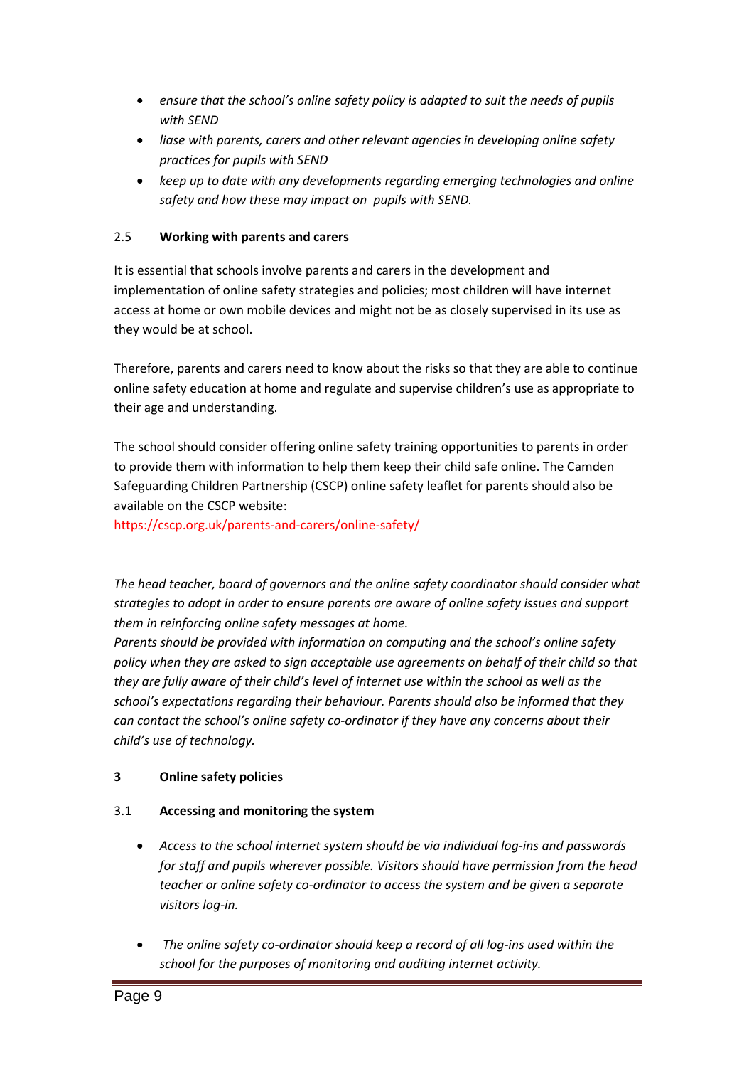- *ensure that the school's online safety policy is adapted to suit the needs of pupils with SEND*
- *liase with parents, carers and other relevant agencies in developing online safety practices for pupils with SEND*
- *keep up to date with any developments regarding emerging technologies and online safety and how these may impact on pupils with SEND.*

### 2.5 Working with parents and carers

It is essential that schools involve parents and carers in the development and implementation of online safety strategies and policies; most children will have internet access at home or own mobile devices and might not be as closely supervised in its use as they would be at school.

Therefore, parents and carers need to know about the risks so that they are able to continue online safety education at home and regulate and supervise children's use as appropriate to their age and understanding.

The school should consider offering online safety training opportunities to parents in order to provide them with information to help them keep their child safe online. The Camden Safeguarding Children Partnership (CSCP) online safety leaflet for parents should also be available on the CSCP website:
https://cscp.org.uk/parents-and-carers/online-safety/

*The head teacher, board of governors and the online safety coordinator should consider what strategies to adopt in order to ensure parents are aware of online safety issues and support them in reinforcing online safety messages at home.*
*Parents should be provided with information on computing and the school's online safety policy when they are asked to sign acceptable use agreements on behalf of their child so that they are fully aware of their child's level of internet use within the school as well as the school's expectations regarding their behaviour. Parents should also be informed that they can contact the school's online safety co-ordinator if they have any concerns about their child's use of technology.*

## 3 Online safety policies

### 3.1 Accessing and monitoring the system

- *Access to the school internet system should be via individual log-ins and passwords for staff and pupils wherever possible. Visitors should have permission from the head teacher or online safety co-ordinator to access the system and be given a separate visitors log-in.*

- *The online safety co-ordinator should keep a record of all log-ins used within the school for the purposes of monitoring and auditing internet activity.*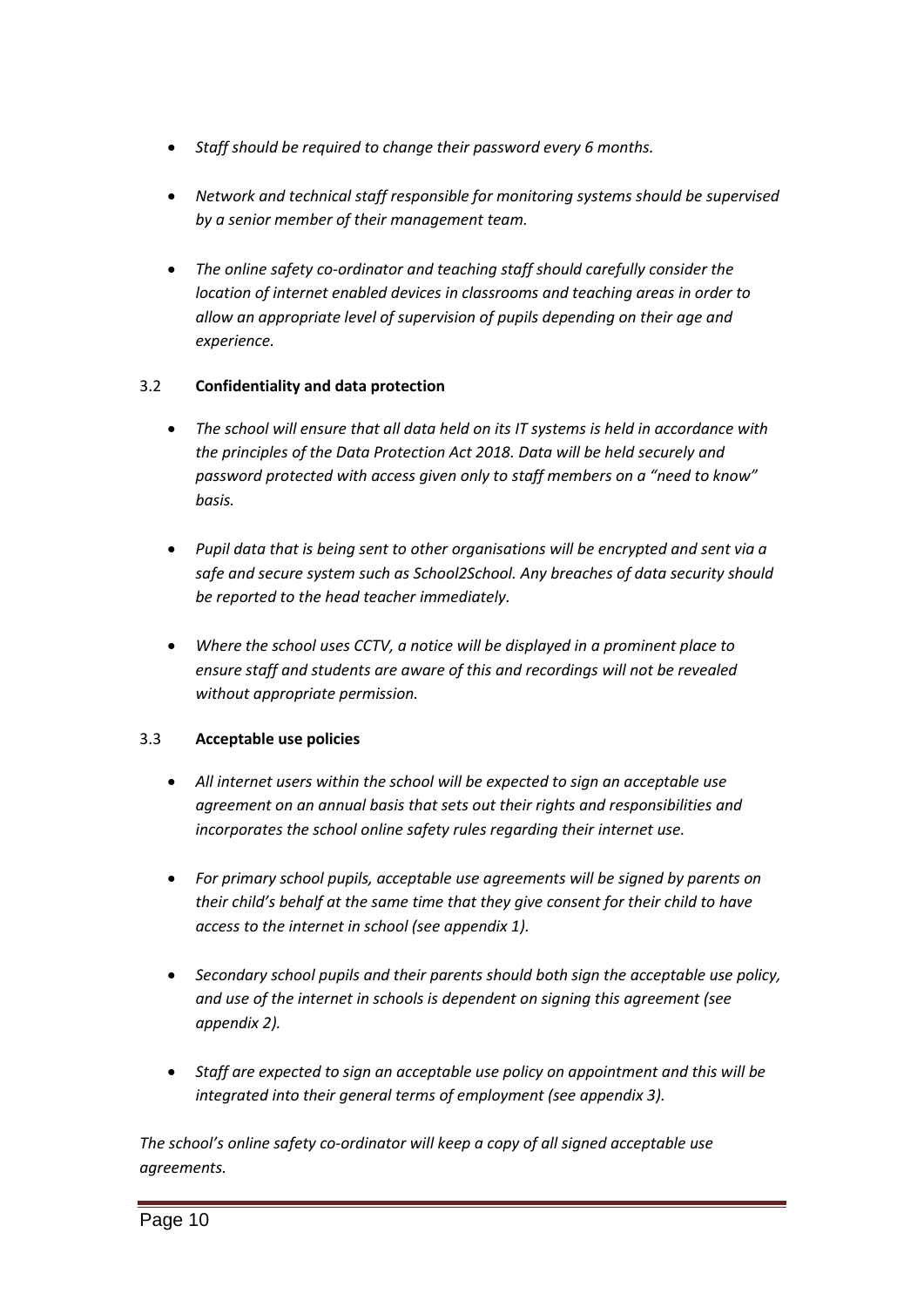- *Staff should be required to change their password every 6 months.*

- *Network and technical staff responsible for monitoring systems should be supervised by a senior member of their management team.*

- *The online safety co-ordinator and teaching staff should carefully consider the location of internet enabled devices in classrooms and teaching areas in order to allow an appropriate level of supervision of pupils depending on their age and experience.*

### 3.2 **Confidentiality and data protection**

- *The school will ensure that all data held on its IT systems is held in accordance with the principles of the Data Protection Act 2018. Data will be held securely and password protected with access given only to staff members on a "need to know" basis.*

- *Pupil data that is being sent to other organisations will be encrypted and sent via a safe and secure system such as School2School. Any breaches of data security should be reported to the head teacher immediately.*

- *Where the school uses CCTV, a notice will be displayed in a prominent place to ensure staff and students are aware of this and recordings will not be revealed without appropriate permission.*

### 3.3 **Acceptable use policies**

- *All internet users within the school will be expected to sign an acceptable use agreement on an annual basis that sets out their rights and responsibilities and incorporates the school online safety rules regarding their internet use.*

- *For primary school pupils, acceptable use agreements will be signed by parents on their child's behalf at the same time that they give consent for their child to have access to the internet in school (see appendix 1).*

- *Secondary school pupils and their parents should both sign the acceptable use policy, and use of the internet in schools is dependent on signing this agreement (see appendix 2).*

- *Staff are expected to sign an acceptable use policy on appointment and this will be integrated into their general terms of employment (see appendix 3).*

*The school's online safety co-ordinator will keep a copy of all signed acceptable use agreements.*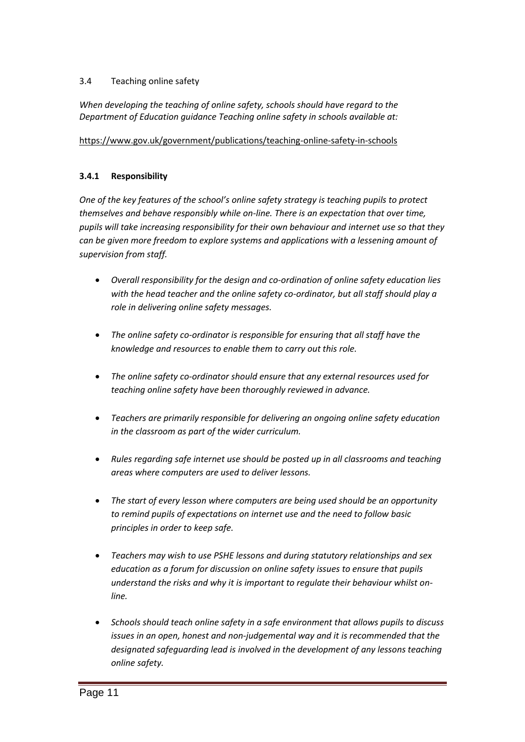## 3.4 Teaching online safety

*When developing the teaching of online safety, schools should have regard to the Department of Education guidance Teaching online safety in schools available at:*

https://www.gov.uk/government/publications/teaching-online-safety-in-schools

### 3.4.1 Responsibility

*One of the key features of the school's online safety strategy is teaching pupils to protect themselves and behave responsibly while on-line. There is an expectation that over time, pupils will take increasing responsibility for their own behaviour and internet use so that they can be given more freedom to explore systems and applications with a lessening amount of supervision from staff.*

- *Overall responsibility for the design and co-ordination of online safety education lies with the head teacher and the online safety co-ordinator, but all staff should play a role in delivering online safety messages.*
- *The online safety co-ordinator is responsible for ensuring that all staff have the knowledge and resources to enable them to carry out this role.*
- *The online safety co-ordinator should ensure that any external resources used for teaching online safety have been thoroughly reviewed in advance.*
- *Teachers are primarily responsible for delivering an ongoing online safety education in the classroom as part of the wider curriculum.*
- *Rules regarding safe internet use should be posted up in all classrooms and teaching areas where computers are used to deliver lessons.*
- *The start of every lesson where computers are being used should be an opportunity to remind pupils of expectations on internet use and the need to follow basic principles in order to keep safe.*
- *Teachers may wish to use PSHE lessons and during statutory relationships and sex education as a forum for discussion on online safety issues to ensure that pupils understand the risks and why it is important to regulate their behaviour whilst on-line.*
- *Schools should teach online safety in a safe environment that allows pupils to discuss issues in an open, honest and non-judgemental way and it is recommended that the designated safeguarding lead is involved in the development of any lessons teaching online safety.*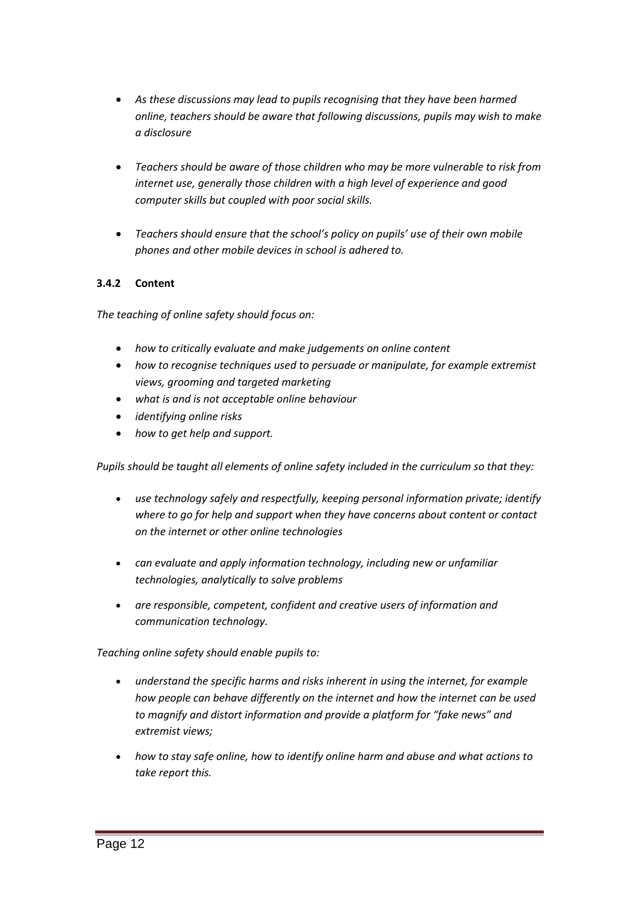- *As these discussions may lead to pupils recognising that they have been harmed online, teachers should be aware that following discussions, pupils may wish to make a disclosure*

- *Teachers should be aware of those children who may be more vulnerable to risk from internet use, generally those children with a high level of experience and good computer skills but coupled with poor social skills.*

- *Teachers should ensure that the school's policy on pupils' use of their own mobile phones and other mobile devices in school is adhered to.*

### 3.4.2 Content

*The teaching of online safety should focus on:*

- *how to critically evaluate and make judgements on online content*
- *how to recognise techniques used to persuade or manipulate, for example extremist views, grooming and targeted marketing*
- *what is and is not acceptable online behaviour*
- *identifying online risks*
- *how to get help and support.*

*Pupils should be taught all elements of online safety included in the curriculum so that they:*

- *use technology safely and respectfully, keeping personal information private; identify where to go for help and support when they have concerns about content or contact on the internet or other online technologies*

- *can evaluate and apply information technology, including new or unfamiliar technologies, analytically to solve problems*

- *are responsible, competent, confident and creative users of information and communication technology.*

*Teaching online safety should enable pupils to:*

- *understand the specific harms and risks inherent in using the internet, for example how people can behave differently on the internet and how the internet can be used to magnify and distort information and provide a platform for "fake news" and extremist views;*

- *how to stay safe online, how to identify online harm and abuse and what actions to take report this.*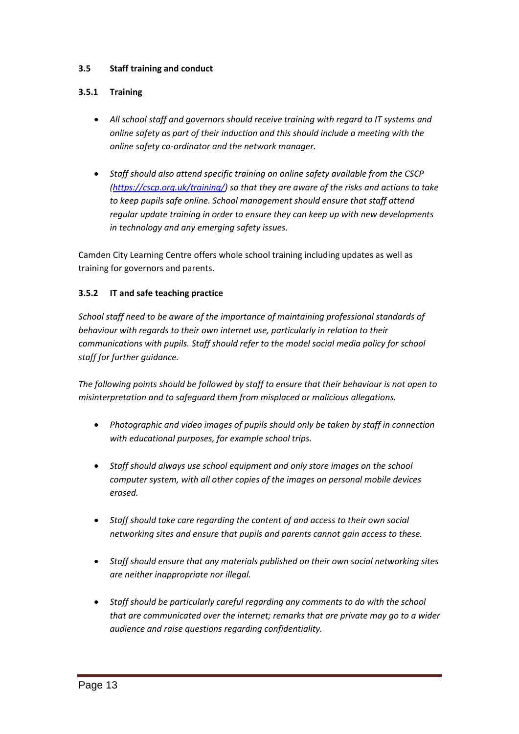### 3.5 Staff training and conduct

#### 3.5.1 Training

- *All school staff and governors should receive training with regard to IT systems and online safety as part of their induction and this should include a meeting with the online safety co-ordinator and the network manager.*

- *Staff should also attend specific training on online safety available from the CSCP ([https://cscp.org.uk/training/](https://cscp.org.uk/training/)) so that they are aware of the risks and actions to take to keep pupils safe online. School management should ensure that staff attend regular update training in order to ensure they can keep up with new developments in technology and any emerging safety issues.*

Camden City Learning Centre offers whole school training including updates as well as training for governors and parents.

#### 3.5.2 IT and safe teaching practice

*School staff need to be aware of the importance of maintaining professional standards of behaviour with regards to their own internet use, particularly in relation to their communications with pupils. Staff should refer to the model social media policy for school staff for further guidance.*

*The following points should be followed by staff to ensure that their behaviour is not open to misinterpretation and to safeguard them from misplaced or malicious allegations.*

- *Photographic and video images of pupils should only be taken by staff in connection with educational purposes, for example school trips.*

- *Staff should always use school equipment and only store images on the school computer system, with all other copies of the images on personal mobile devices erased.*

- *Staff should take care regarding the content of and access to their own social networking sites and ensure that pupils and parents cannot gain access to these.*

- *Staff should ensure that any materials published on their own social networking sites are neither inappropriate nor illegal.*

- *Staff should be particularly careful regarding any comments to do with the school that are communicated over the internet; remarks that are private may go to a wider audience and raise questions regarding confidentiality.*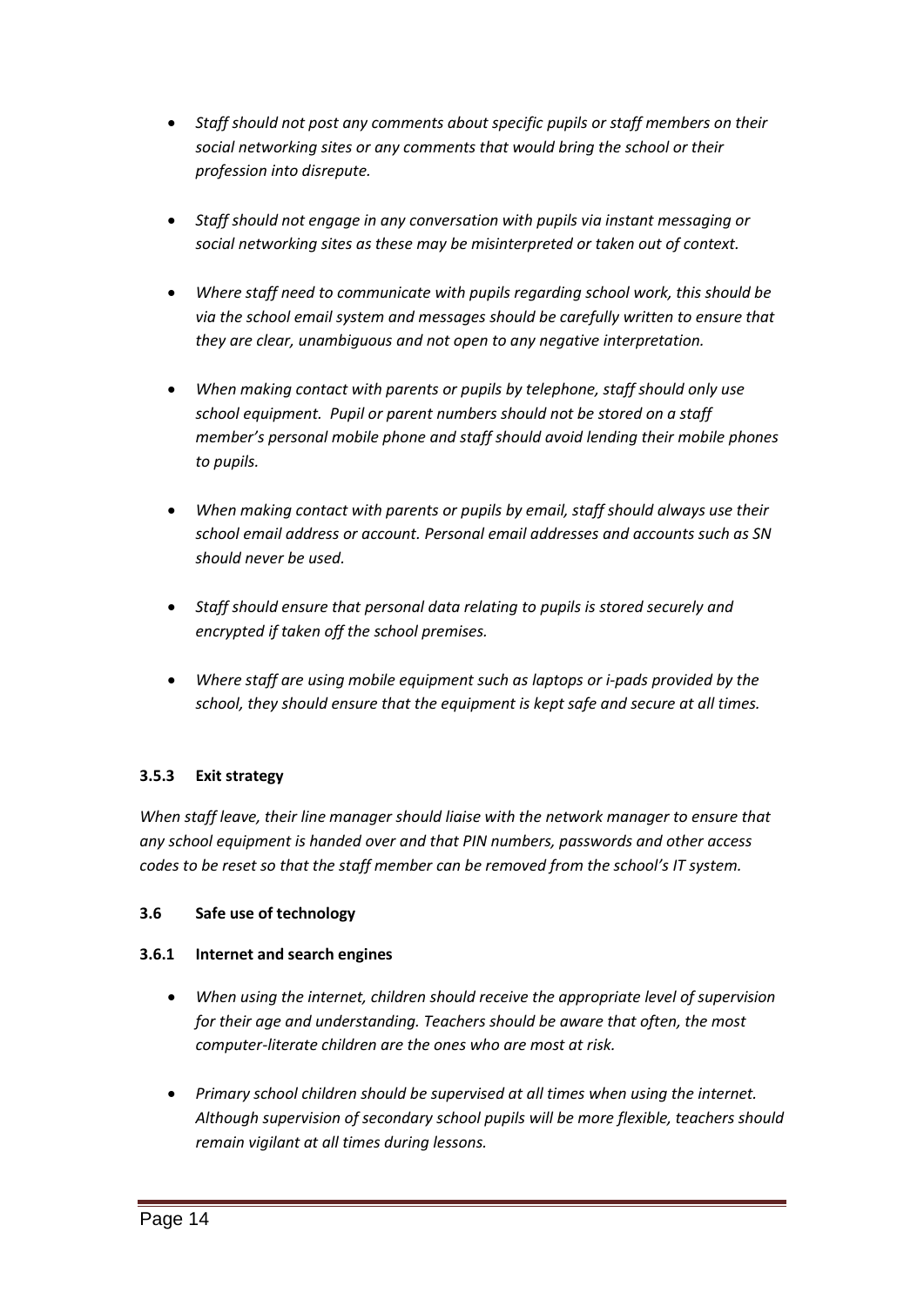- *Staff should not post any comments about specific pupils or staff members on their social networking sites or any comments that would bring the school or their profession into disrepute.*

- *Staff should not engage in any conversation with pupils via instant messaging or social networking sites as these may be misinterpreted or taken out of context.*

- *Where staff need to communicate with pupils regarding school work, this should be via the school email system and messages should be carefully written to ensure that they are clear, unambiguous and not open to any negative interpretation.*

- *When making contact with parents or pupils by telephone, staff should only use school equipment. Pupil or parent numbers should not be stored on a staff member's personal mobile phone and staff should avoid lending their mobile phones to pupils.*

- *When making contact with parents or pupils by email, staff should always use their school email address or account. Personal email addresses and accounts such as SN should never be used.*

- *Staff should ensure that personal data relating to pupils is stored securely and encrypted if taken off the school premises.*

- *Where staff are using mobile equipment such as laptops or i-pads provided by the school, they should ensure that the equipment is kept safe and secure at all times.*

#### 3.5.3 Exit strategy

*When staff leave, their line manager should liaise with the network manager to ensure that any school equipment is handed over and that PIN numbers, passwords and other access codes to be reset so that the staff member can be removed from the school's IT system.*

### 3.6 Safe use of technology

#### 3.6.1 Internet and search engines

- *When using the internet, children should receive the appropriate level of supervision for their age and understanding. Teachers should be aware that often, the most computer-literate children are the ones who are most at risk.*

- *Primary school children should be supervised at all times when using the internet. Although supervision of secondary school pupils will be more flexible, teachers should remain vigilant at all times during lessons.*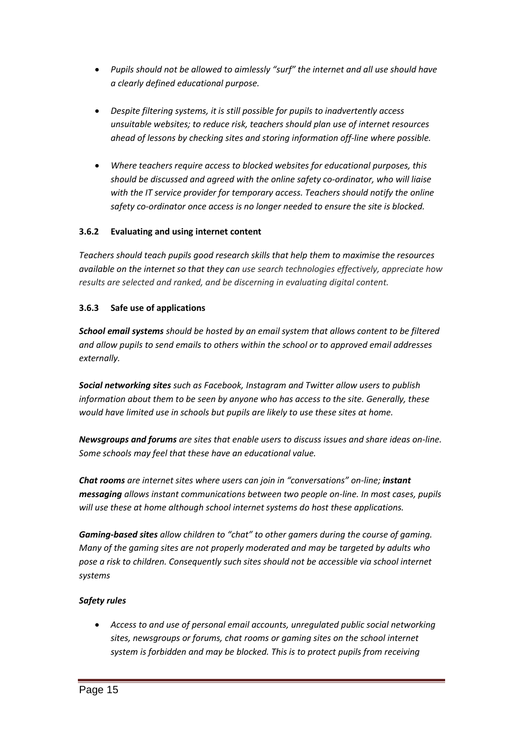- *Pupils should not be allowed to aimlessly "surf" the internet and all use should have a clearly defined educational purpose.*

- *Despite filtering systems, it is still possible for pupils to inadvertently access unsuitable websites; to reduce risk, teachers should plan use of internet resources ahead of lessons by checking sites and storing information off-line where possible.*

- *Where teachers require access to blocked websites for educational purposes, this should be discussed and agreed with the online safety co-ordinator, who will liaise with the IT service provider for temporary access. Teachers should notify the online safety co-ordinator once access is no longer needed to ensure the site is blocked.*

### 3.6.2 Evaluating and using internet content

*Teachers should teach pupils good research skills that help them to maximise the resources available on the internet so that they can use search technologies effectively, appreciate how results are selected and ranked, and be discerning in evaluating digital content.*

### 3.6.3 Safe use of applications

***School email systems*** *should be hosted by an email system that allows content to be filtered and allow pupils to send emails to others within the school or to approved email addresses externally.*

***Social networking sites*** *such as Facebook, Instagram and Twitter allow users to publish information about them to be seen by anyone who has access to the site. Generally, these would have limited use in schools but pupils are likely to use these sites at home.*

***Newsgroups and forums*** *are sites that enable users to discuss issues and share ideas on-line. Some schools may feel that these have an educational value.*

***Chat rooms*** *are internet sites where users can join in "conversations" on-line;* ***instant messaging*** *allows instant communications between two people on-line. In most cases, pupils will use these at home although school internet systems do host these applications.*

***Gaming-based sites*** *allow children to "chat" to other gamers during the course of gaming. Many of the gaming sites are not properly moderated and may be targeted by adults who pose a risk to children. Consequently such sites should not be accessible via school internet systems*

***Safety rules***

- *Access to and use of personal email accounts, unregulated public social networking sites, newsgroups or forums, chat rooms or gaming sites on the school internet system is forbidden and may be blocked. This is to protect pupils from receiving*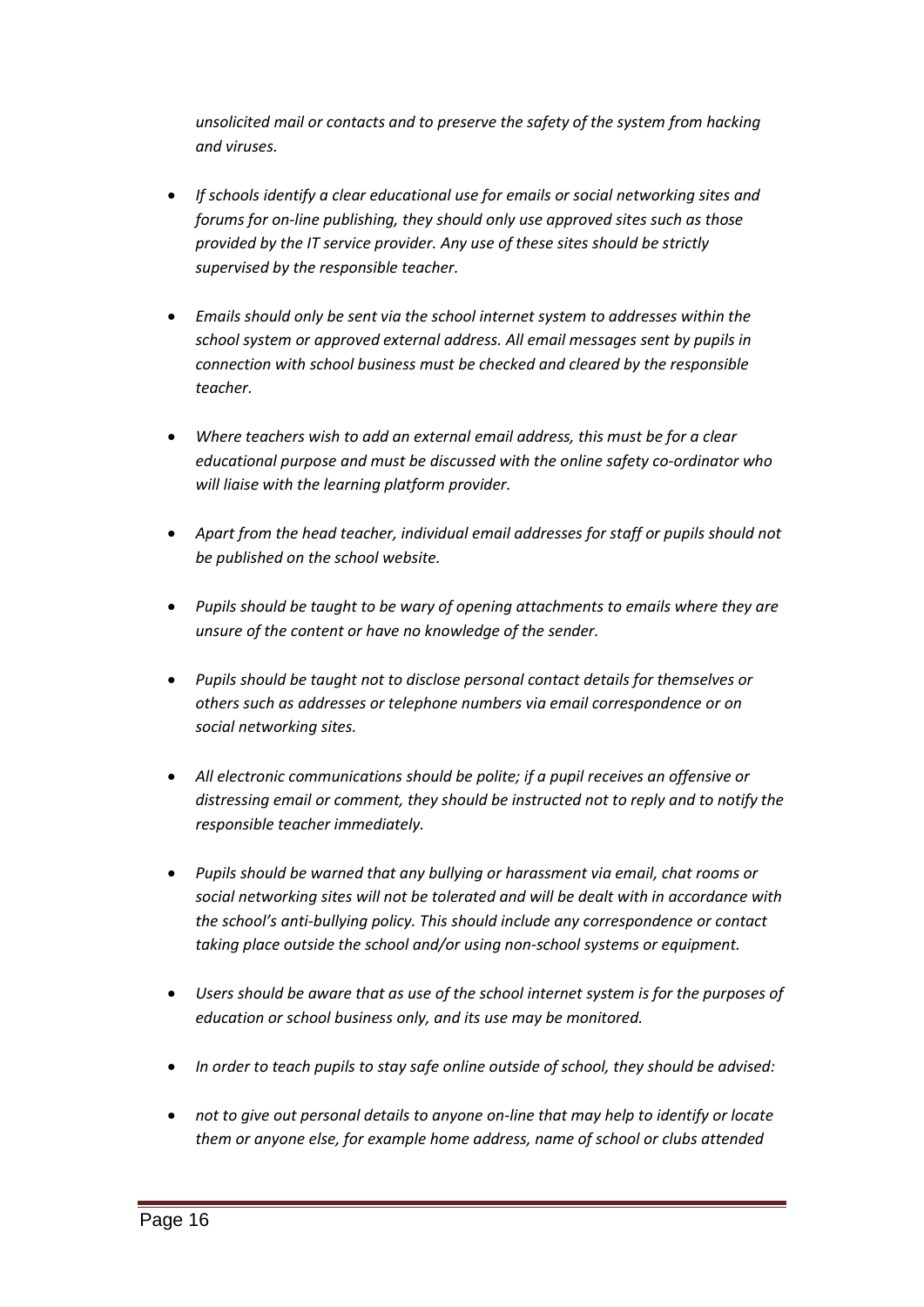*unsolicited mail or contacts and to preserve the safety of the system from hacking and viruses.*

- *If schools identify a clear educational use for emails or social networking sites and forums for on-line publishing, they should only use approved sites such as those provided by the IT service provider. Any use of these sites should be strictly supervised by the responsible teacher.*

- *Emails should only be sent via the school internet system to addresses within the school system or approved external address. All email messages sent by pupils in connection with school business must be checked and cleared by the responsible teacher.*

- *Where teachers wish to add an external email address, this must be for a clear educational purpose and must be discussed with the online safety co-ordinator who will liaise with the learning platform provider.*

- *Apart from the head teacher, individual email addresses for staff or pupils should not be published on the school website.*

- *Pupils should be taught to be wary of opening attachments to emails where they are unsure of the content or have no knowledge of the sender.*

- *Pupils should be taught not to disclose personal contact details for themselves or others such as addresses or telephone numbers via email correspondence or on social networking sites.*

- *All electronic communications should be polite; if a pupil receives an offensive or distressing email or comment, they should be instructed not to reply and to notify the responsible teacher immediately.*

- *Pupils should be warned that any bullying or harassment via email, chat rooms or social networking sites will not be tolerated and will be dealt with in accordance with the school's anti-bullying policy. This should include any correspondence or contact taking place outside the school and/or using non-school systems or equipment.*

- *Users should be aware that as use of the school internet system is for the purposes of education or school business only, and its use may be monitored.*

- *In order to teach pupils to stay safe online outside of school, they should be advised:*

- *not to give out personal details to anyone on-line that may help to identify or locate them or anyone else, for example home address, name of school or clubs attended*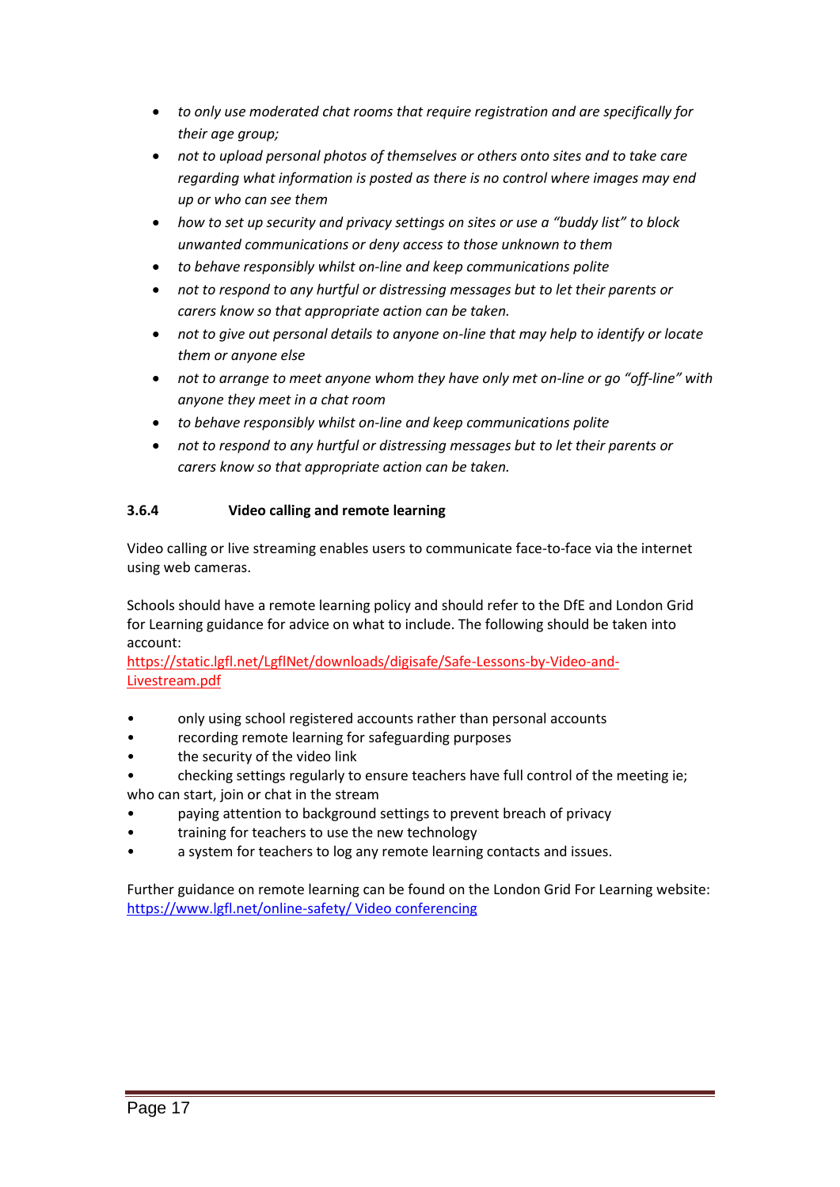- *to only use moderated chat rooms that require registration and are specifically for their age group;*
- *not to upload personal photos of themselves or others onto sites and to take care regarding what information is posted as there is no control where images may end up or who can see them*
- *how to set up security and privacy settings on sites or use a "buddy list" to block unwanted communications or deny access to those unknown to them*
- *to behave responsibly whilst on-line and keep communications polite*
- *not to respond to any hurtful or distressing messages but to let their parents or carers know so that appropriate action can be taken.*
- *not to give out personal details to anyone on-line that may help to identify or locate them or anyone else*
- *not to arrange to meet anyone whom they have only met on-line or go "off-line" with anyone they meet in a chat room*
- *to behave responsibly whilst on-line and keep communications polite*
- *not to respond to any hurtful or distressing messages but to let their parents or carers know so that appropriate action can be taken.*

**3.6.4 Video calling and remote learning**

Video calling or live streaming enables users to communicate face-to-face via the internet using web cameras.

Schools should have a remote learning policy and should refer to the DfE and London Grid for Learning guidance for advice on what to include. The following should be taken into account:
https://static.lgfl.net/LgflNet/downloads/digisafe/Safe-Lessons-by-Video-and-Livestream.pdf

- only using school registered accounts rather than personal accounts
- recording remote learning for safeguarding purposes
- the security of the video link
- checking settings regularly to ensure teachers have full control of the meeting ie; who can start, join or chat in the stream
- paying attention to background settings to prevent breach of privacy
- training for teachers to use the new technology
- a system for teachers to log any remote learning contacts and issues.

Further guidance on remote learning can be found on the London Grid For Learning website:
https://www.lgfl.net/online-safety/ Video conferencing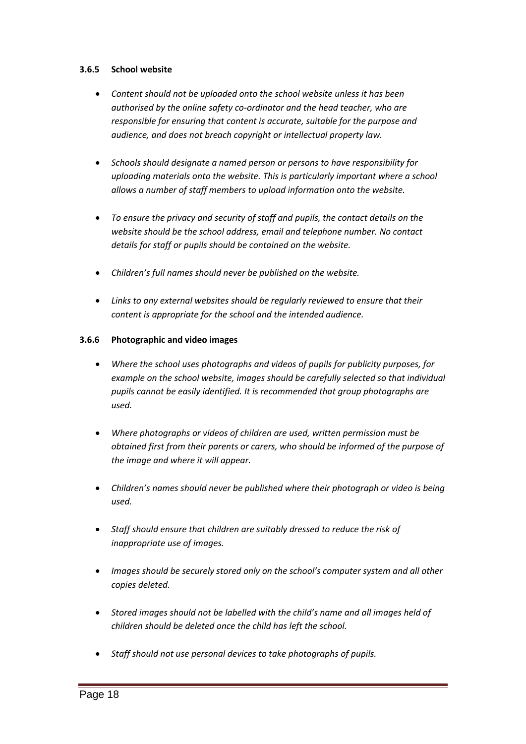#### 3.6.5 School website

- *Content should not be uploaded onto the school website unless it has been authorised by the online safety co-ordinator and the head teacher, who are responsible for ensuring that content is accurate, suitable for the purpose and audience, and does not breach copyright or intellectual property law.*

- *Schools should designate a named person or persons to have responsibility for uploading materials onto the website. This is particularly important where a school allows a number of staff members to upload information onto the website.*

- *To ensure the privacy and security of staff and pupils, the contact details on the website should be the school address, email and telephone number. No contact details for staff or pupils should be contained on the website.*

- *Children's full names should never be published on the website.*

- *Links to any external websites should be regularly reviewed to ensure that their content is appropriate for the school and the intended audience.*

#### 3.6.6 Photographic and video images

- *Where the school uses photographs and videos of pupils for publicity purposes, for example on the school website, images should be carefully selected so that individual pupils cannot be easily identified. It is recommended that group photographs are used.*

- *Where photographs or videos of children are used, written permission must be obtained first from their parents or carers, who should be informed of the purpose of the image and where it will appear.*

- *Children's names should never be published where their photograph or video is being used.*

- *Staff should ensure that children are suitably dressed to reduce the risk of inappropriate use of images.*

- *Images should be securely stored only on the school's computer system and all other copies deleted.*

- *Stored images should not be labelled with the child's name and all images held of children should be deleted once the child has left the school.*

- *Staff should not use personal devices to take photographs of pupils.*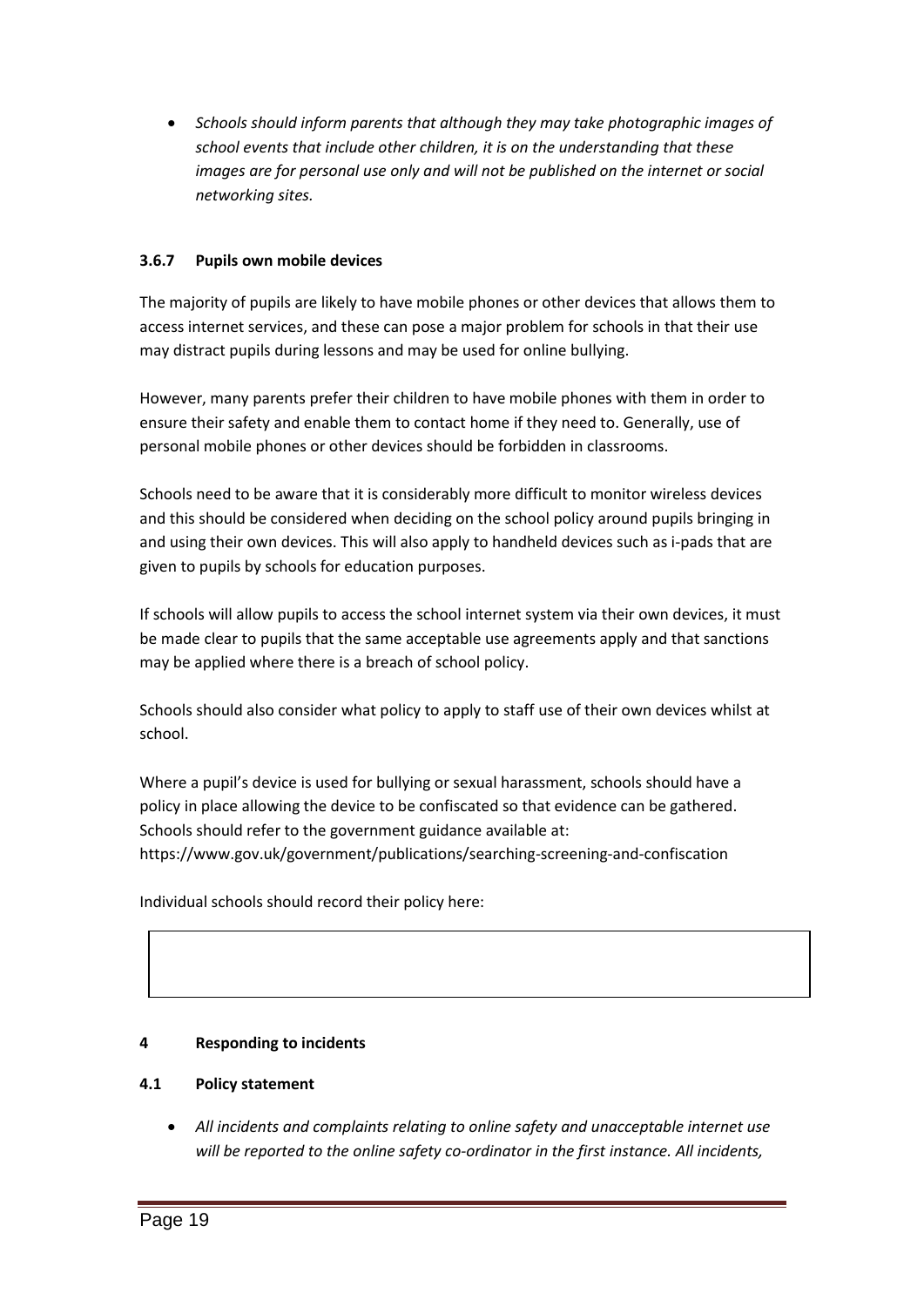- *Schools should inform parents that although they may take photographic images of school events that include other children, it is on the understanding that these images are for personal use only and will not be published on the internet or social networking sites.*

### 3.6.7 Pupils own mobile devices

The majority of pupils are likely to have mobile phones or other devices that allows them to access internet services, and these can pose a major problem for schools in that their use may distract pupils during lessons and may be used for online bullying.

However, many parents prefer their children to have mobile phones with them in order to ensure their safety and enable them to contact home if they need to. Generally, use of personal mobile phones or other devices should be forbidden in classrooms.

Schools need to be aware that it is considerably more difficult to monitor wireless devices and this should be considered when deciding on the school policy around pupils bringing in and using their own devices. This will also apply to handheld devices such as i-pads that are given to pupils by schools for education purposes.

If schools will allow pupils to access the school internet system via their own devices, it must be made clear to pupils that the same acceptable use agreements apply and that sanctions may be applied where there is a breach of school policy.

Schools should also consider what policy to apply to staff use of their own devices whilst at school.

Where a pupil's device is used for bullying or sexual harassment, schools should have a policy in place allowing the device to be confiscated so that evidence can be gathered. Schools should refer to the government guidance available at: https://www.gov.uk/government/publications/searching-screening-and-confiscation

Individual schools should record their policy here:

| |
|---|
| |

## 4 Responding to incidents

### 4.1 Policy statement

- *All incidents and complaints relating to online safety and unacceptable internet use will be reported to the online safety co-ordinator in the first instance. All incidents,*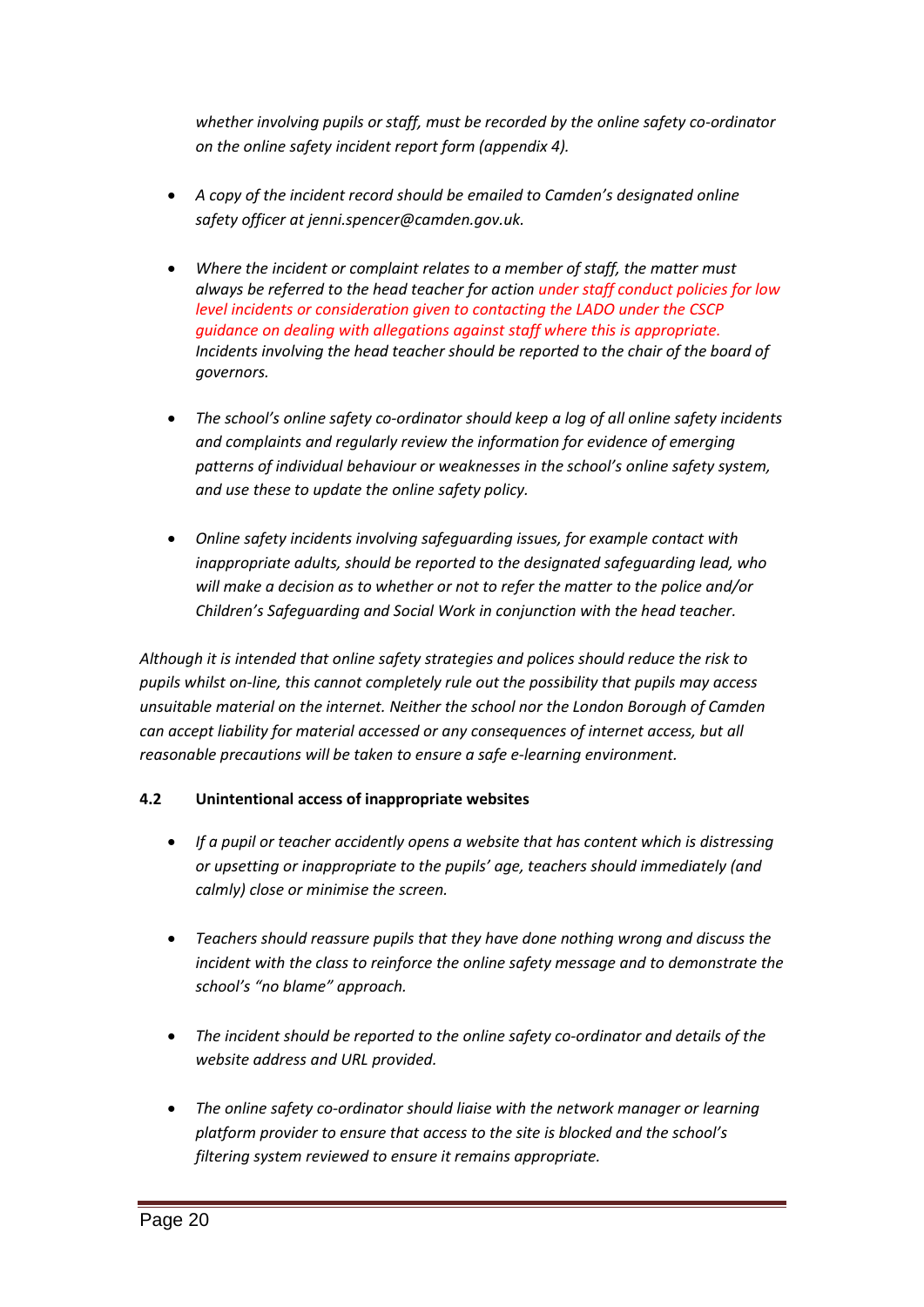*whether involving pupils or staff, must be recorded by the online safety co-ordinator on the online safety incident report form (appendix 4).*

- *A copy of the incident record should be emailed to Camden's designated online safety officer at jenni.spencer@camden.gov.uk.*

- *Where the incident or complaint relates to a member of staff, the matter must always be referred to the head teacher for action under staff conduct policies for low level incidents or consideration given to contacting the LADO under the CSCP guidance on dealing with allegations against staff where this is appropriate. Incidents involving the head teacher should be reported to the chair of the board of governors.*

- *The school's online safety co-ordinator should keep a log of all online safety incidents and complaints and regularly review the information for evidence of emerging patterns of individual behaviour or weaknesses in the school's online safety system, and use these to update the online safety policy.*

- *Online safety incidents involving safeguarding issues, for example contact with inappropriate adults, should be reported to the designated safeguarding lead, who will make a decision as to whether or not to refer the matter to the police and/or Children's Safeguarding and Social Work in conjunction with the head teacher.*

*Although it is intended that online safety strategies and polices should reduce the risk to pupils whilst on-line, this cannot completely rule out the possibility that pupils may access unsuitable material on the internet. Neither the school nor the London Borough of Camden can accept liability for material accessed or any consequences of internet access, but all reasonable precautions will be taken to ensure a safe e-learning environment.*

**4.2 Unintentional access of inappropriate websites**

- *If a pupil or teacher accidently opens a website that has content which is distressing or upsetting or inappropriate to the pupils' age, teachers should immediately (and calmly) close or minimise the screen.*

- *Teachers should reassure pupils that they have done nothing wrong and discuss the incident with the class to reinforce the online safety message and to demonstrate the school's "no blame" approach.*

- *The incident should be reported to the online safety co-ordinator and details of the website address and URL provided.*

- *The online safety co-ordinator should liaise with the network manager or learning platform provider to ensure that access to the site is blocked and the school's filtering system reviewed to ensure it remains appropriate.*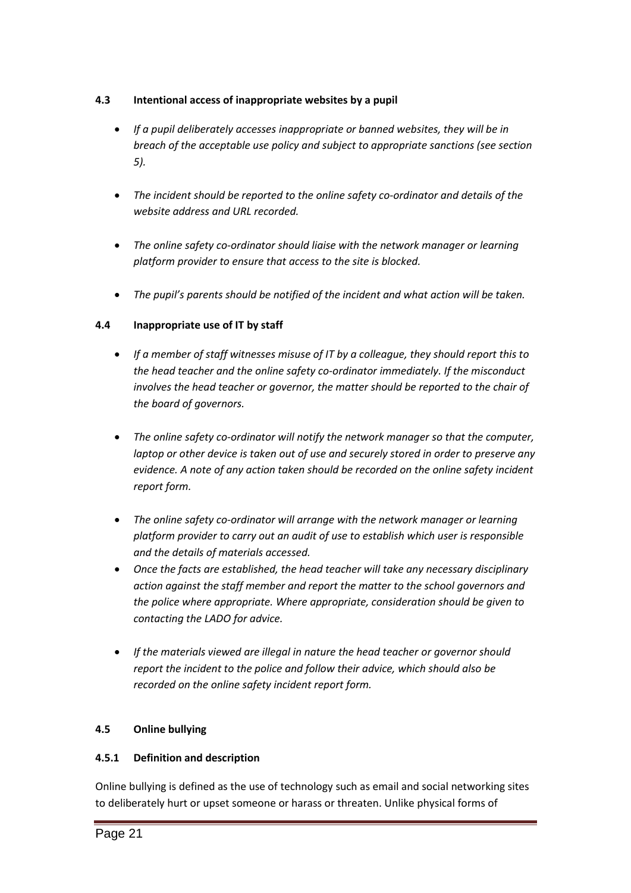#### 4.3 Intentional access of inappropriate websites by a pupil

- *If a pupil deliberately accesses inappropriate or banned websites, they will be in breach of the acceptable use policy and subject to appropriate sanctions (see section 5).*
- *The incident should be reported to the online safety co-ordinator and details of the website address and URL recorded.*
- *The online safety co-ordinator should liaise with the network manager or learning platform provider to ensure that access to the site is blocked.*
- *The pupil's parents should be notified of the incident and what action will be taken.*

#### 4.4 Inappropriate use of IT by staff

- *If a member of staff witnesses misuse of IT by a colleague, they should report this to the head teacher and the online safety co-ordinator immediately. If the misconduct involves the head teacher or governor, the matter should be reported to the chair of the board of governors.*
- *The online safety co-ordinator will notify the network manager so that the computer, laptop or other device is taken out of use and securely stored in order to preserve any evidence. A note of any action taken should be recorded on the online safety incident report form.*
- *The online safety co-ordinator will arrange with the network manager or learning platform provider to carry out an audit of use to establish which user is responsible and the details of materials accessed.*
- *Once the facts are established, the head teacher will take any necessary disciplinary action against the staff member and report the matter to the school governors and the police where appropriate. Where appropriate, consideration should be given to contacting the LADO for advice.*
- *If the materials viewed are illegal in nature the head teacher or governor should report the incident to the police and follow their advice, which should also be recorded on the online safety incident report form.*

#### 4.5 Online bullying

##### 4.5.1 Definition and description

Online bullying is defined as the use of technology such as email and social networking sites to deliberately hurt or upset someone or harass or threaten. Unlike physical forms of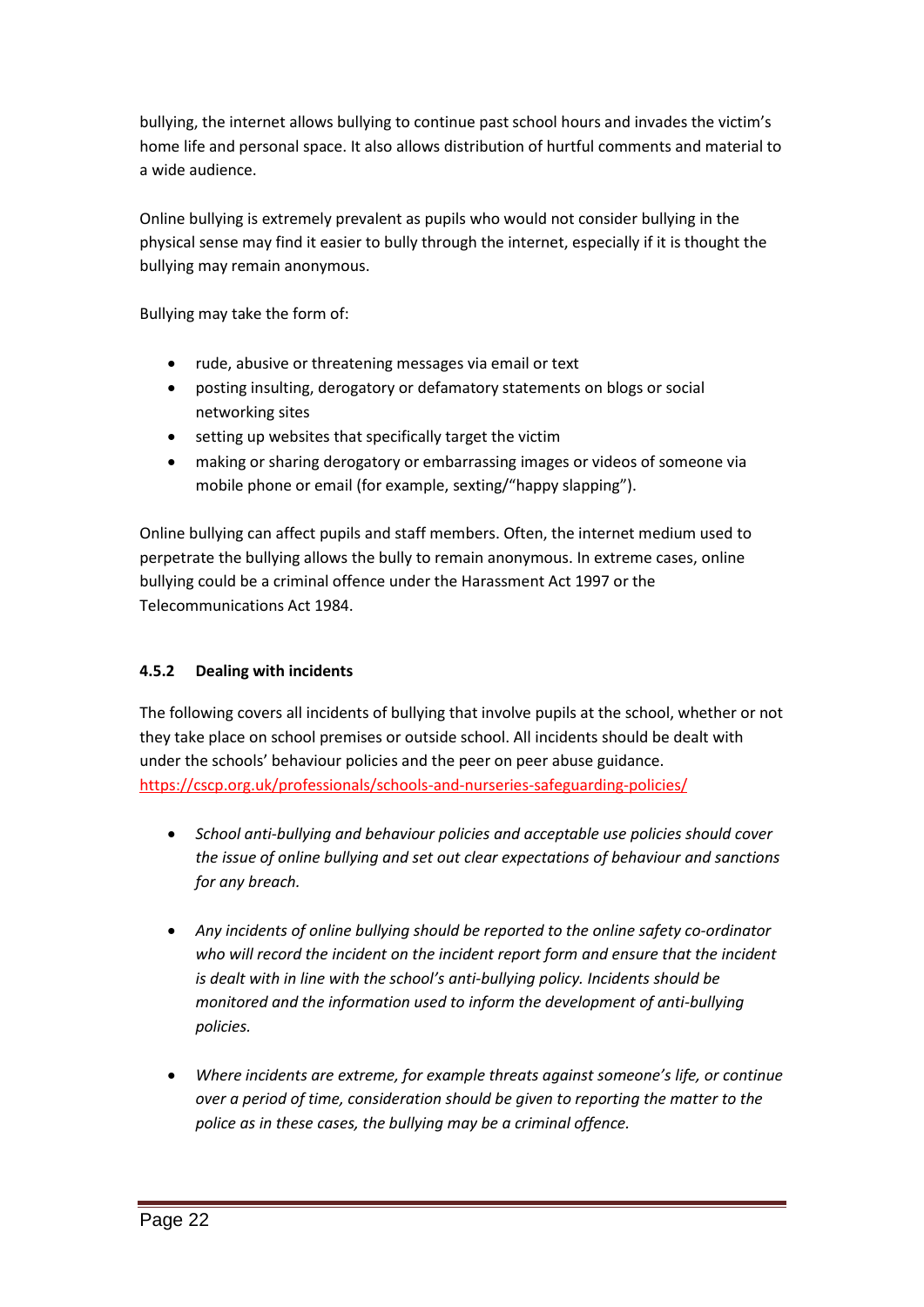bullying, the internet allows bullying to continue past school hours and invades the victim's home life and personal space. It also allows distribution of hurtful comments and material to a wide audience.

Online bullying is extremely prevalent as pupils who would not consider bullying in the physical sense may find it easier to bully through the internet, especially if it is thought the bullying may remain anonymous.

Bullying may take the form of:

- rude, abusive or threatening messages via email or text
- posting insulting, derogatory or defamatory statements on blogs or social networking sites
- setting up websites that specifically target the victim
- making or sharing derogatory or embarrassing images or videos of someone via mobile phone or email (for example, sexting/"happy slapping").

Online bullying can affect pupils and staff members. Often, the internet medium used to perpetrate the bullying allows the bully to remain anonymous. In extreme cases, online bullying could be a criminal offence under the Harassment Act 1997 or the Telecommunications Act 1984.

### 4.5.2 Dealing with incidents

The following covers all incidents of bullying that involve pupils at the school, whether or not they take place on school premises or outside school. All incidents should be dealt with under the schools' behaviour policies and the peer on peer abuse guidance. [https://cscp.org.uk/professionals/schools-and-nurseries-safeguarding-policies/](https://cscp.org.uk/professionals/schools-and-nurseries-safeguarding-policies/)

- *School anti-bullying and behaviour policies and acceptable use policies should cover the issue of online bullying and set out clear expectations of behaviour and sanctions for any breach.*

- *Any incidents of online bullying should be reported to the online safety co-ordinator who will record the incident on the incident report form and ensure that the incident is dealt with in line with the school's anti-bullying policy. Incidents should be monitored and the information used to inform the development of anti-bullying policies.*

- *Where incidents are extreme, for example threats against someone's life, or continue over a period of time, consideration should be given to reporting the matter to the police as in these cases, the bullying may be a criminal offence.*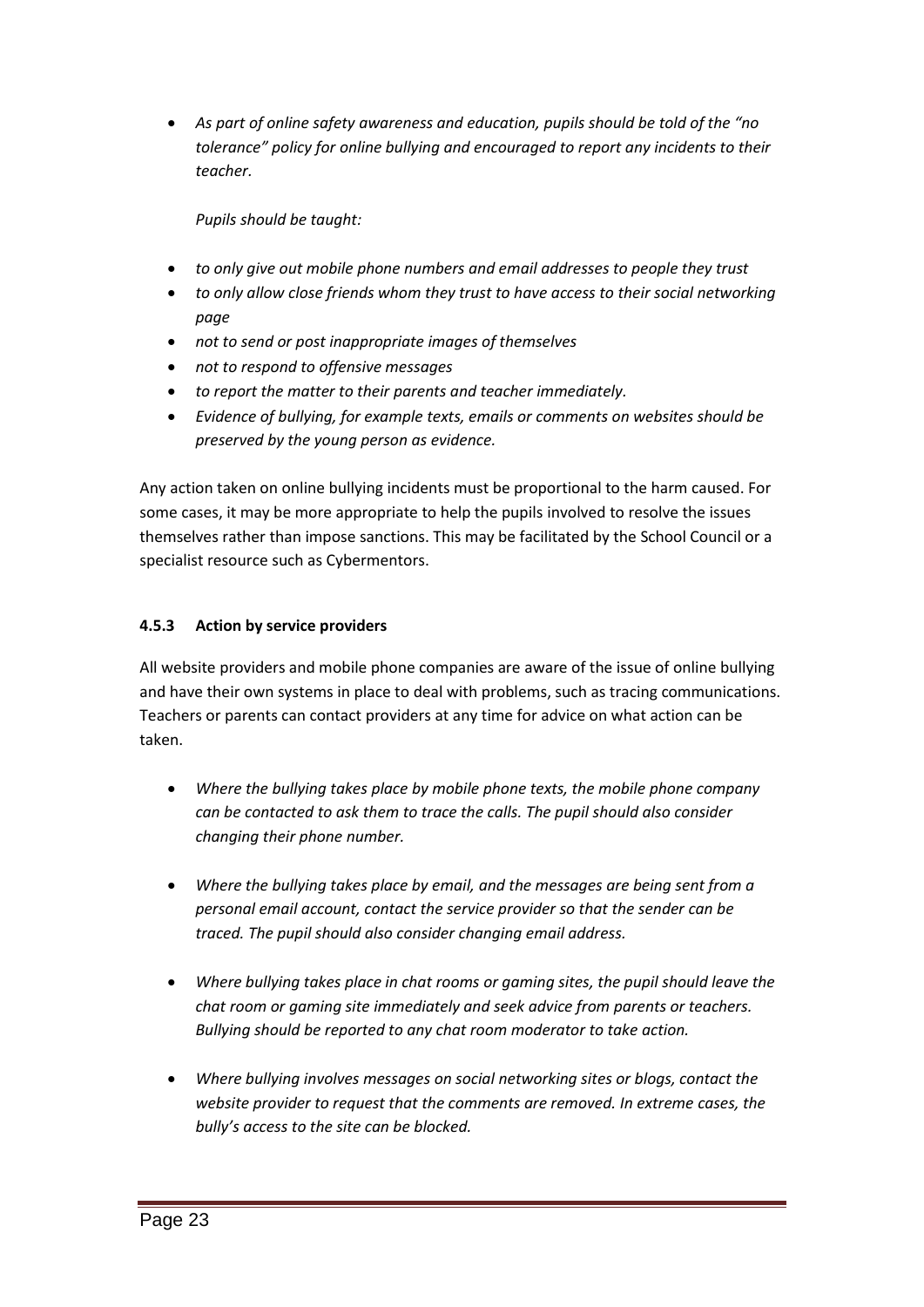- *As part of online safety awareness and education, pupils should be told of the "no tolerance" policy for online bullying and encouraged to report any incidents to their teacher.*

  *Pupils should be taught:*

- *to only give out mobile phone numbers and email addresses to people they trust*
- *to only allow close friends whom they trust to have access to their social networking page*
- *not to send or post inappropriate images of themselves*
- *not to respond to offensive messages*
- *to report the matter to their parents and teacher immediately.*
- *Evidence of bullying, for example texts, emails or comments on websites should be preserved by the young person as evidence.*

Any action taken on online bullying incidents must be proportional to the harm caused. For some cases, it may be more appropriate to help the pupils involved to resolve the issues themselves rather than impose sanctions. This may be facilitated by the School Council or a specialist resource such as Cybermentors.

#### 4.5.3 Action by service providers

All website providers and mobile phone companies are aware of the issue of online bullying and have their own systems in place to deal with problems, such as tracing communications. Teachers or parents can contact providers at any time for advice on what action can be taken.

- *Where the bullying takes place by mobile phone texts, the mobile phone company can be contacted to ask them to trace the calls. The pupil should also consider changing their phone number.*

- *Where the bullying takes place by email, and the messages are being sent from a personal email account, contact the service provider so that the sender can be traced. The pupil should also consider changing email address.*

- *Where bullying takes place in chat rooms or gaming sites, the pupil should leave the chat room or gaming site immediately and seek advice from parents or teachers. Bullying should be reported to any chat room moderator to take action.*

- *Where bullying involves messages on social networking sites or blogs, contact the website provider to request that the comments are removed. In extreme cases, the bully's access to the site can be blocked.*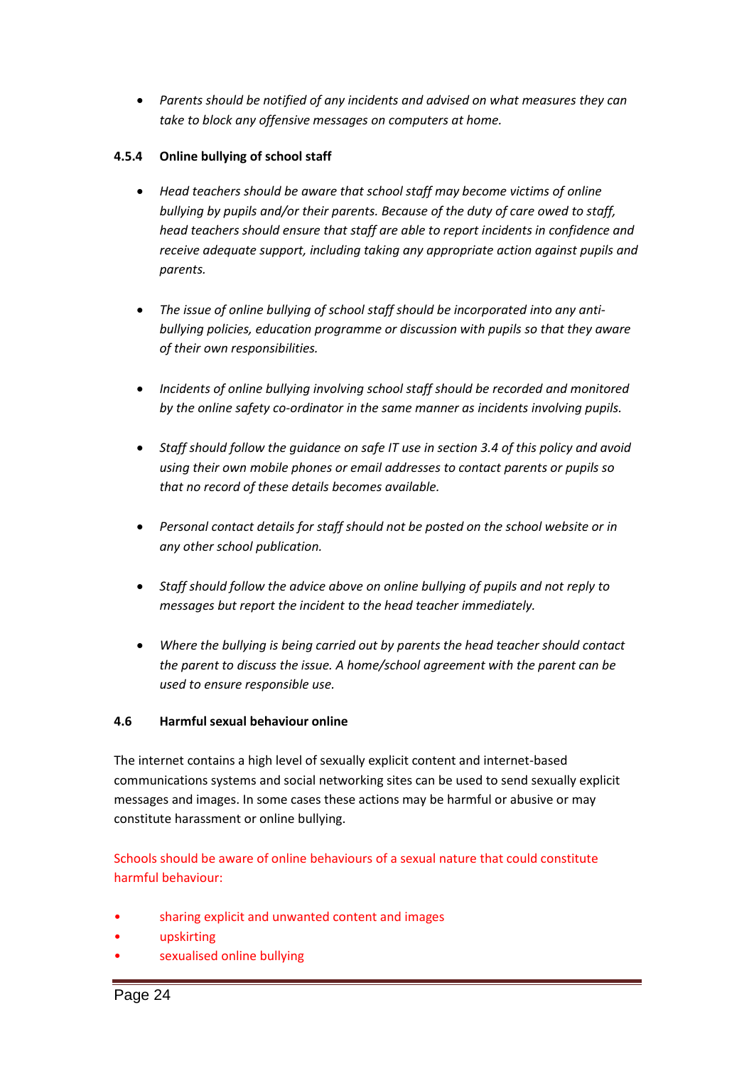- *Parents should be notified of any incidents and advised on what measures they can take to block any offensive messages on computers at home.*

**4.5.4 Online bullying of school staff**

- *Head teachers should be aware that school staff may become victims of online bullying by pupils and/or their parents. Because of the duty of care owed to staff, head teachers should ensure that staff are able to report incidents in confidence and receive adequate support, including taking any appropriate action against pupils and parents.*

- *The issue of online bullying of school staff should be incorporated into any anti-bullying policies, education programme or discussion with pupils so that they aware of their own responsibilities.*

- *Incidents of online bullying involving school staff should be recorded and monitored by the online safety co-ordinator in the same manner as incidents involving pupils.*

- *Staff should follow the guidance on safe IT use in section 3.4 of this policy and avoid using their own mobile phones or email addresses to contact parents or pupils so that no record of these details becomes available.*

- *Personal contact details for staff should not be posted on the school website or in any other school publication.*

- *Staff should follow the advice above on online bullying of pupils and not reply to messages but report the incident to the head teacher immediately.*

- *Where the bullying is being carried out by parents the head teacher should contact the parent to discuss the issue. A home/school agreement with the parent can be used to ensure responsible use.*

**4.6 Harmful sexual behaviour online**

The internet contains a high level of sexually explicit content and internet-based communications systems and social networking sites can be used to send sexually explicit messages and images. In some cases these actions may be harmful or abusive or may constitute harassment or online bullying.

Schools should be aware of online behaviours of a sexual nature that could constitute harmful behaviour:

- sharing explicit and unwanted content and images
- upskirting
- sexualised online bullying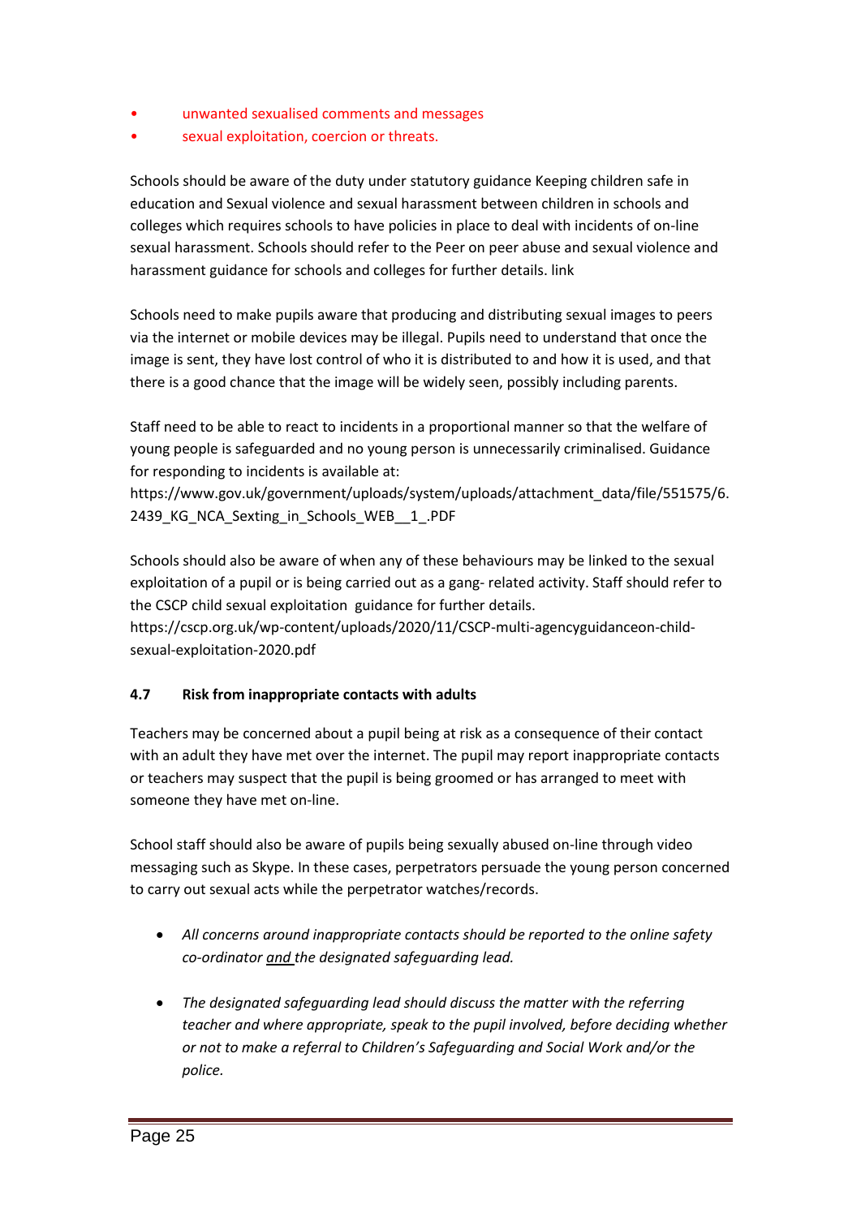- unwanted sexualised comments and messages
- sexual exploitation, coercion or threats.

Schools should be aware of the duty under statutory guidance Keeping children safe in education and Sexual violence and sexual harassment between children in schools and colleges which requires schools to have policies in place to deal with incidents of on-line sexual harassment. Schools should refer to the Peer on peer abuse and sexual violence and harassment guidance for schools and colleges for further details. link

Schools need to make pupils aware that producing and distributing sexual images to peers via the internet or mobile devices may be illegal. Pupils need to understand that once the image is sent, they have lost control of who it is distributed to and how it is used, and that there is a good chance that the image will be widely seen, possibly including parents.

Staff need to be able to react to incidents in a proportional manner so that the welfare of young people is safeguarded and no young person is unnecessarily criminalised. Guidance for responding to incidents is available at:
https://www.gov.uk/government/uploads/system/uploads/attachment_data/file/551575/6.2439_KG_NCA_Sexting_in_Schools_WEB__1_.PDF

Schools should also be aware of when any of these behaviours may be linked to the sexual exploitation of a pupil or is being carried out as a gang- related activity. Staff should refer to the CSCP child sexual exploitation guidance for further details.
https://cscp.org.uk/wp-content/uploads/2020/11/CSCP-multi-agencyguidanceon-child-sexual-exploitation-2020.pdf

### 4.7 Risk from inappropriate contacts with adults

Teachers may be concerned about a pupil being at risk as a consequence of their contact with an adult they have met over the internet. The pupil may report inappropriate contacts or teachers may suspect that the pupil is being groomed or has arranged to meet with someone they have met on-line.

School staff should also be aware of pupils being sexually abused on-line through video messaging such as Skype. In these cases, perpetrators persuade the young person concerned to carry out sexual acts while the perpetrator watches/records.

- *All concerns around inappropriate contacts should be reported to the online safety co-ordinator and the designated safeguarding lead.*
- *The designated safeguarding lead should discuss the matter with the referring teacher and where appropriate, speak to the pupil involved, before deciding whether or not to make a referral to Children's Safeguarding and Social Work and/or the police.*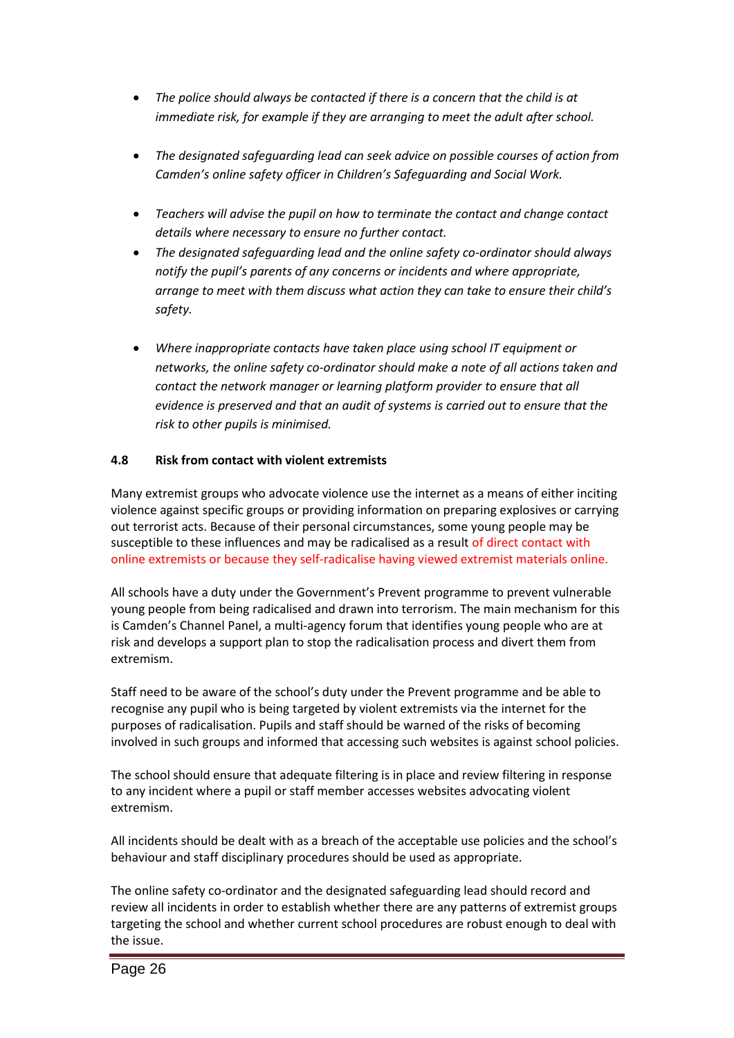- *The police should always be contacted if there is a concern that the child is at immediate risk, for example if they are arranging to meet the adult after school.*

- *The designated safeguarding lead can seek advice on possible courses of action from Camden's online safety officer in Children's Safeguarding and Social Work.*

- *Teachers will advise the pupil on how to terminate the contact and change contact details where necessary to ensure no further contact.*
- *The designated safeguarding lead and the online safety co-ordinator should always notify the pupil's parents of any concerns or incidents and where appropriate, arrange to meet with them discuss what action they can take to ensure their child's safety.*

- *Where inappropriate contacts have taken place using school IT equipment or networks, the online safety co-ordinator should make a note of all actions taken and contact the network manager or learning platform provider to ensure that all evidence is preserved and that an audit of systems is carried out to ensure that the risk to other pupils is minimised.*

### 4.8 Risk from contact with violent extremists

Many extremist groups who advocate violence use the internet as a means of either inciting violence against specific groups or providing information on preparing explosives or carrying out terrorist acts. Because of their personal circumstances, some young people may be susceptible to these influences and may be radicalised as a result of direct contact with online extremists or because they self-radicalise having viewed extremist materials online.

All schools have a duty under the Government's Prevent programme to prevent vulnerable young people from being radicalised and drawn into terrorism. The main mechanism for this is Camden's Channel Panel, a multi-agency forum that identifies young people who are at risk and develops a support plan to stop the radicalisation process and divert them from extremism.

Staff need to be aware of the school's duty under the Prevent programme and be able to recognise any pupil who is being targeted by violent extremists via the internet for the purposes of radicalisation. Pupils and staff should be warned of the risks of becoming involved in such groups and informed that accessing such websites is against school policies.

The school should ensure that adequate filtering is in place and review filtering in response to any incident where a pupil or staff member accesses websites advocating violent extremism.

All incidents should be dealt with as a breach of the acceptable use policies and the school's behaviour and staff disciplinary procedures should be used as appropriate.

The online safety co-ordinator and the designated safeguarding lead should record and review all incidents in order to establish whether there are any patterns of extremist groups targeting the school and whether current school procedures are robust enough to deal with the issue.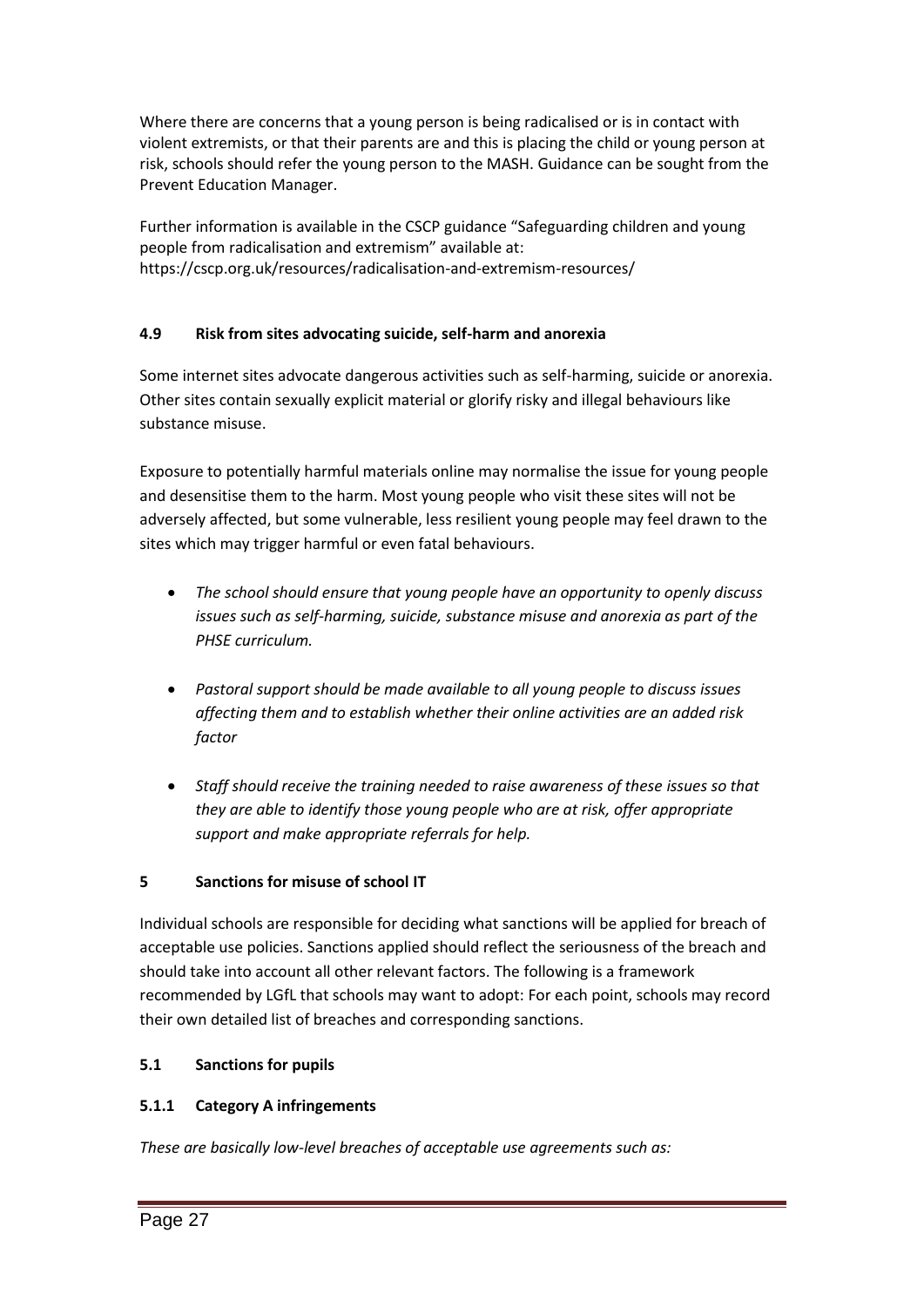Where there are concerns that a young person is being radicalised or is in contact with violent extremists, or that their parents are and this is placing the child or young person at risk, schools should refer the young person to the MASH. Guidance can be sought from the Prevent Education Manager.

Further information is available in the CSCP guidance "Safeguarding children and young people from radicalisation and extremism" available at: https://cscp.org.uk/resources/radicalisation-and-extremism-resources/

### 4.9 Risk from sites advocating suicide, self-harm and anorexia

Some internet sites advocate dangerous activities such as self-harming, suicide or anorexia. Other sites contain sexually explicit material or glorify risky and illegal behaviours like substance misuse.

Exposure to potentially harmful materials online may normalise the issue for young people and desensitise them to the harm. Most young people who visit these sites will not be adversely affected, but some vulnerable, less resilient young people may feel drawn to the sites which may trigger harmful or even fatal behaviours.

- *The school should ensure that young people have an opportunity to openly discuss issues such as self-harming, suicide, substance misuse and anorexia as part of the PHSE curriculum.*

- *Pastoral support should be made available to all young people to discuss issues affecting them and to establish whether their online activities are an added risk factor*

- *Staff should receive the training needed to raise awareness of these issues so that they are able to identify those young people who are at risk, offer appropriate support and make appropriate referrals for help.*

## 5 Sanctions for misuse of school IT

Individual schools are responsible for deciding what sanctions will be applied for breach of acceptable use policies. Sanctions applied should reflect the seriousness of the breach and should take into account all other relevant factors. The following is a framework recommended by LGfL that schools may want to adopt: For each point, schools may record their own detailed list of breaches and corresponding sanctions.

### 5.1 Sanctions for pupils

#### 5.1.1 Category A infringements

*These are basically low-level breaches of acceptable use agreements such as:*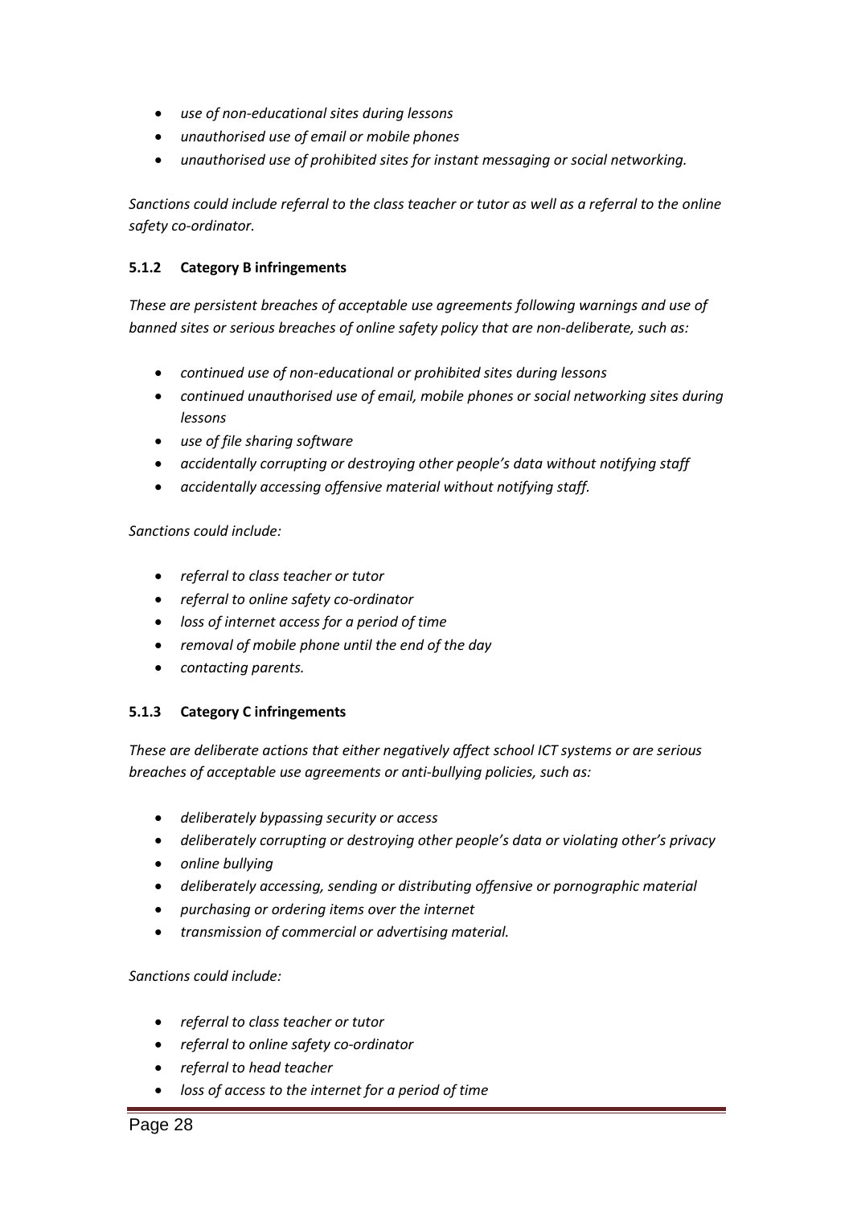- *use of non-educational sites during lessons*
- *unauthorised use of email or mobile phones*
- *unauthorised use of prohibited sites for instant messaging or social networking.*

*Sanctions could include referral to the class teacher or tutor as well as a referral to the online safety co-ordinator.*

#### 5.1.2 Category B infringements

*These are persistent breaches of acceptable use agreements following warnings and use of banned sites or serious breaches of online safety policy that are non-deliberate, such as:*

- *continued use of non-educational or prohibited sites during lessons*
- *continued unauthorised use of email, mobile phones or social networking sites during lessons*
- *use of file sharing software*
- *accidentally corrupting or destroying other people's data without notifying staff*
- *accidentally accessing offensive material without notifying staff.*

*Sanctions could include:*

- *referral to class teacher or tutor*
- *referral to online safety co-ordinator*
- *loss of internet access for a period of time*
- *removal of mobile phone until the end of the day*
- *contacting parents.*

#### 5.1.3 Category C infringements

*These are deliberate actions that either negatively affect school ICT systems or are serious breaches of acceptable use agreements or anti-bullying policies, such as:*

- *deliberately bypassing security or access*
- *deliberately corrupting or destroying other people's data or violating other's privacy*
- *online bullying*
- *deliberately accessing, sending or distributing offensive or pornographic material*
- *purchasing or ordering items over the internet*
- *transmission of commercial or advertising material.*

*Sanctions could include:*

- *referral to class teacher or tutor*
- *referral to online safety co-ordinator*
- *referral to head teacher*
- *loss of access to the internet for a period of time*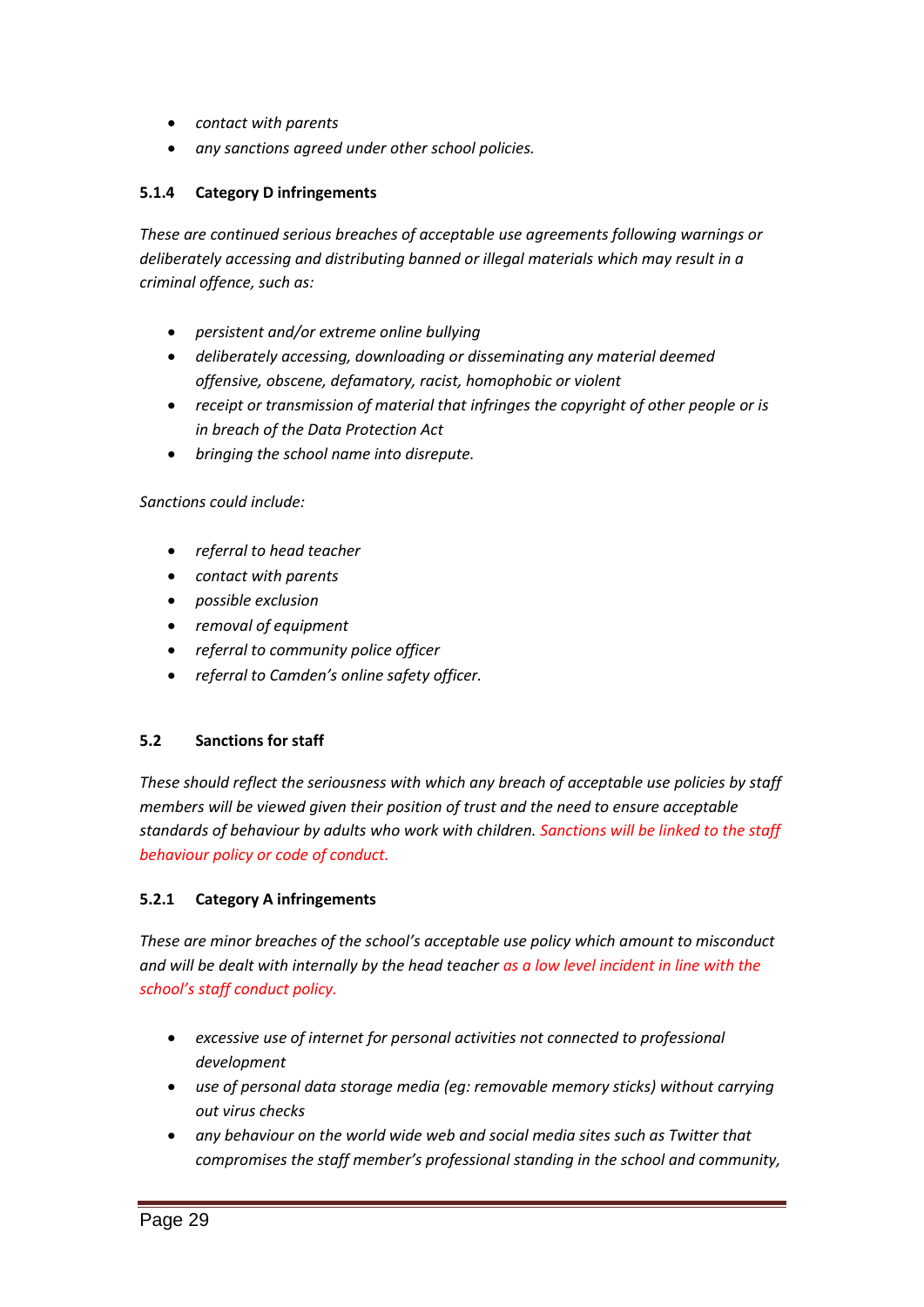- *contact with parents*
- *any sanctions agreed under other school policies.*

#### 5.1.4 Category D infringements

*These are continued serious breaches of acceptable use agreements following warnings or deliberately accessing and distributing banned or illegal materials which may result in a criminal offence, such as:*

- *persistent and/or extreme online bullying*
- *deliberately accessing, downloading or disseminating any material deemed offensive, obscene, defamatory, racist, homophobic or violent*
- *receipt or transmission of material that infringes the copyright of other people or is in breach of the Data Protection Act*
- *bringing the school name into disrepute.*

*Sanctions could include:*

- *referral to head teacher*
- *contact with parents*
- *possible exclusion*
- *removal of equipment*
- *referral to community police officer*
- *referral to Camden's online safety officer.*

### 5.2 Sanctions for staff

*These should reflect the seriousness with which any breach of acceptable use policies by staff members will be viewed given their position of trust and the need to ensure acceptable standards of behaviour by adults who work with children. Sanctions will be linked to the staff behaviour policy or code of conduct.*

#### 5.2.1 Category A infringements

*These are minor breaches of the school's acceptable use policy which amount to misconduct and will be dealt with internally by the head teacher as a low level incident in line with the school's staff conduct policy.*

- *excessive use of internet for personal activities not connected to professional development*
- *use of personal data storage media (eg: removable memory sticks) without carrying out virus checks*
- *any behaviour on the world wide web and social media sites such as Twitter that compromises the staff member's professional standing in the school and community,*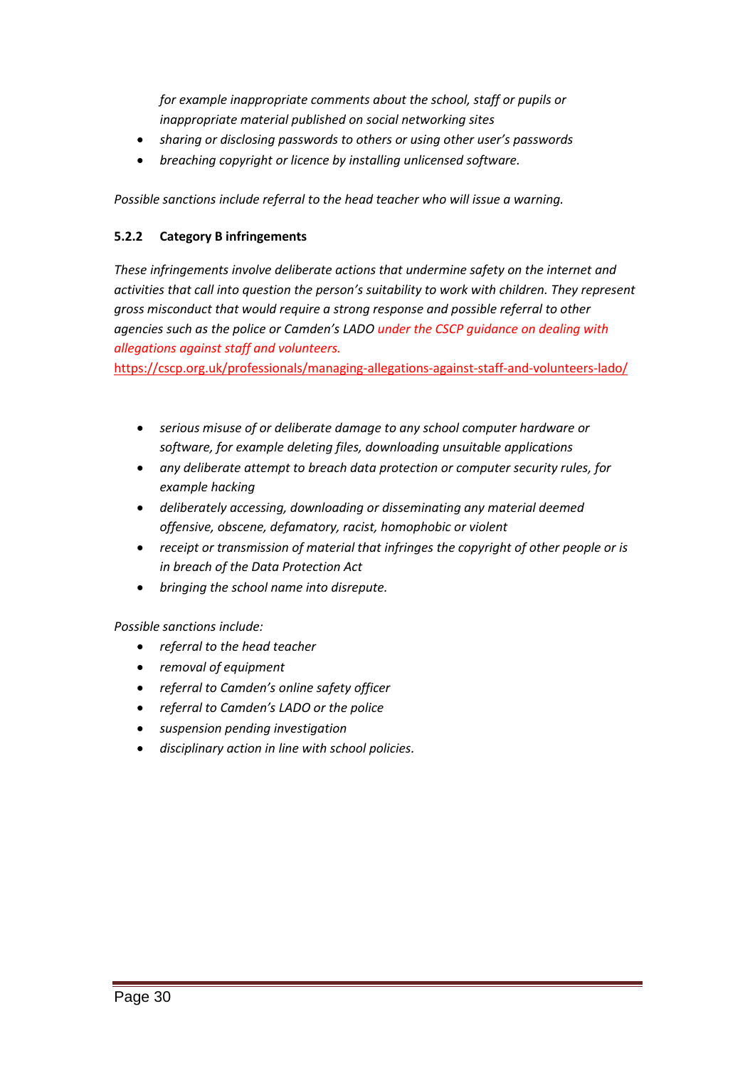*for example inappropriate comments about the school, staff or pupils or inappropriate material published on social networking sites*

- *sharing or disclosing passwords to others or using other user's passwords*
- *breaching copyright or licence by installing unlicensed software.*

*Possible sanctions include referral to the head teacher who will issue a warning.*

#### 5.2.2 Category B infringements

*These infringements involve deliberate actions that undermine safety on the internet and activities that call into question the person's suitability to work with children. They represent gross misconduct that would require a strong response and possible referral to other agencies such as the police or Camden's LADO under the CSCP guidance on dealing with allegations against staff and volunteers.*
https://cscp.org.uk/professionals/managing-allegations-against-staff-and-volunteers-lado/

- *serious misuse of or deliberate damage to any school computer hardware or software, for example deleting files, downloading unsuitable applications*
- *any deliberate attempt to breach data protection or computer security rules, for example hacking*
- *deliberately accessing, downloading or disseminating any material deemed offensive, obscene, defamatory, racist, homophobic or violent*
- *receipt or transmission of material that infringes the copyright of other people or is in breach of the Data Protection Act*
- *bringing the school name into disrepute.*

*Possible sanctions include:*

- *referral to the head teacher*
- *removal of equipment*
- *referral to Camden's online safety officer*
- *referral to Camden's LADO or the police*
- *suspension pending investigation*
- *disciplinary action in line with school policies.*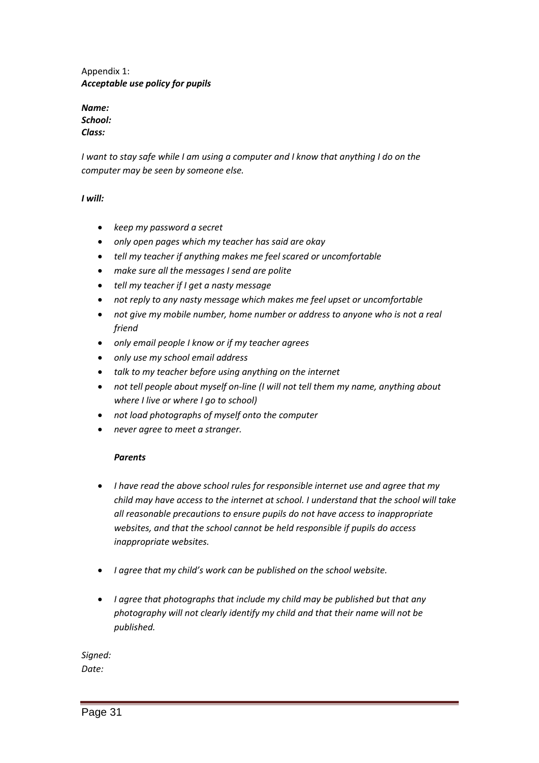Appendix 1:
***Acceptable use policy for pupils***

***Name:***
***School:***
***Class:***

*I want to stay safe while I am using a computer and I know that anything I do on the computer may be seen by someone else.*

***I will:***

- *keep my password a secret*
- *only open pages which my teacher has said are okay*
- *tell my teacher if anything makes me feel scared or uncomfortable*
- *make sure all the messages I send are polite*
- *tell my teacher if I get a nasty message*
- *not reply to any nasty message which makes me feel upset or uncomfortable*
- *not give my mobile number, home number or address to anyone who is not a real friend*
- *only email people I know or if my teacher agrees*
- *only use my school email address*
- *talk to my teacher before using anything on the internet*
- *not tell people about myself on-line (I will not tell them my name, anything about where I live or where I go to school)*
- *not load photographs of myself onto the computer*
- *never agree to meet a stranger.*

***Parents***

- *I have read the above school rules for responsible internet use and agree that my child may have access to the internet at school. I understand that the school will take all reasonable precautions to ensure pupils do not have access to inappropriate websites, and that the school cannot be held responsible if pupils do access inappropriate websites.*
- *I agree that my child's work can be published on the school website.*
- *I agree that photographs that include my child may be published but that any photography will not clearly identify my child and that their name will not be published.*

*Signed:*
*Date:*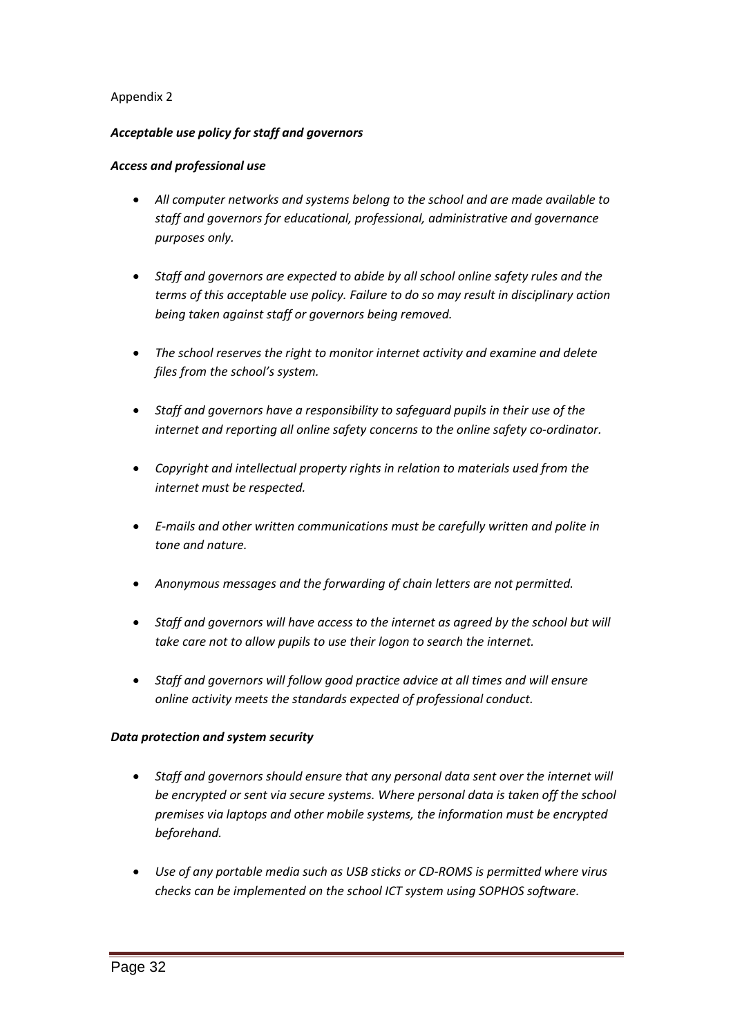Appendix 2

***Acceptable use policy for staff and governors***

***Access and professional use***

- *All computer networks and systems belong to the school and are made available to staff and governors for educational, professional, administrative and governance purposes only.*
- *Staff and governors are expected to abide by all school online safety rules and the terms of this acceptable use policy. Failure to do so may result in disciplinary action being taken against staff or governors being removed.*
- *The school reserves the right to monitor internet activity and examine and delete files from the school's system.*
- *Staff and governors have a responsibility to safeguard pupils in their use of the internet and reporting all online safety concerns to the online safety co-ordinator.*
- *Copyright and intellectual property rights in relation to materials used from the internet must be respected.*
- *E-mails and other written communications must be carefully written and polite in tone and nature.*
- *Anonymous messages and the forwarding of chain letters are not permitted.*
- *Staff and governors will have access to the internet as agreed by the school but will take care not to allow pupils to use their logon to search the internet.*
- *Staff and governors will follow good practice advice at all times and will ensure online activity meets the standards expected of professional conduct.*

***Data protection and system security***

- *Staff and governors should ensure that any personal data sent over the internet will be encrypted or sent via secure systems. Where personal data is taken off the school premises via laptops and other mobile systems, the information must be encrypted beforehand.*
- *Use of any portable media such as USB sticks or CD-ROMS is permitted where virus checks can be implemented on the school ICT system using SOPHOS software.*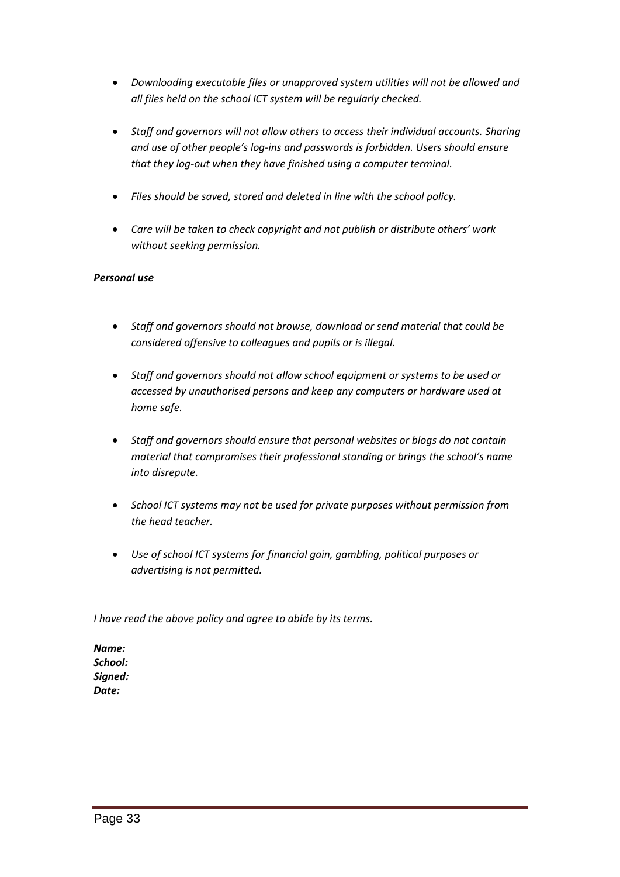- *Downloading executable files or unapproved system utilities will not be allowed and all files held on the school ICT system will be regularly checked.*

- *Staff and governors will not allow others to access their individual accounts. Sharing and use of other people's log-ins and passwords is forbidden. Users should ensure that they log-out when they have finished using a computer terminal.*

- *Files should be saved, stored and deleted in line with the school policy.*

- *Care will be taken to check copyright and not publish or distribute others' work without seeking permission.*

***Personal use***

- *Staff and governors should not browse, download or send material that could be considered offensive to colleagues and pupils or is illegal.*

- *Staff and governors should not allow school equipment or systems to be used or accessed by unauthorised persons and keep any computers or hardware used at home safe.*

- *Staff and governors should ensure that personal websites or blogs do not contain material that compromises their professional standing or brings the school's name into disrepute.*

- *School ICT systems may not be used for private purposes without permission from the head teacher.*

- *Use of school ICT systems for financial gain, gambling, political purposes or advertising is not permitted.*

*I have read the above policy and agree to abide by its terms.*

***Name:***
***School:***
***Signed:***
***Date:***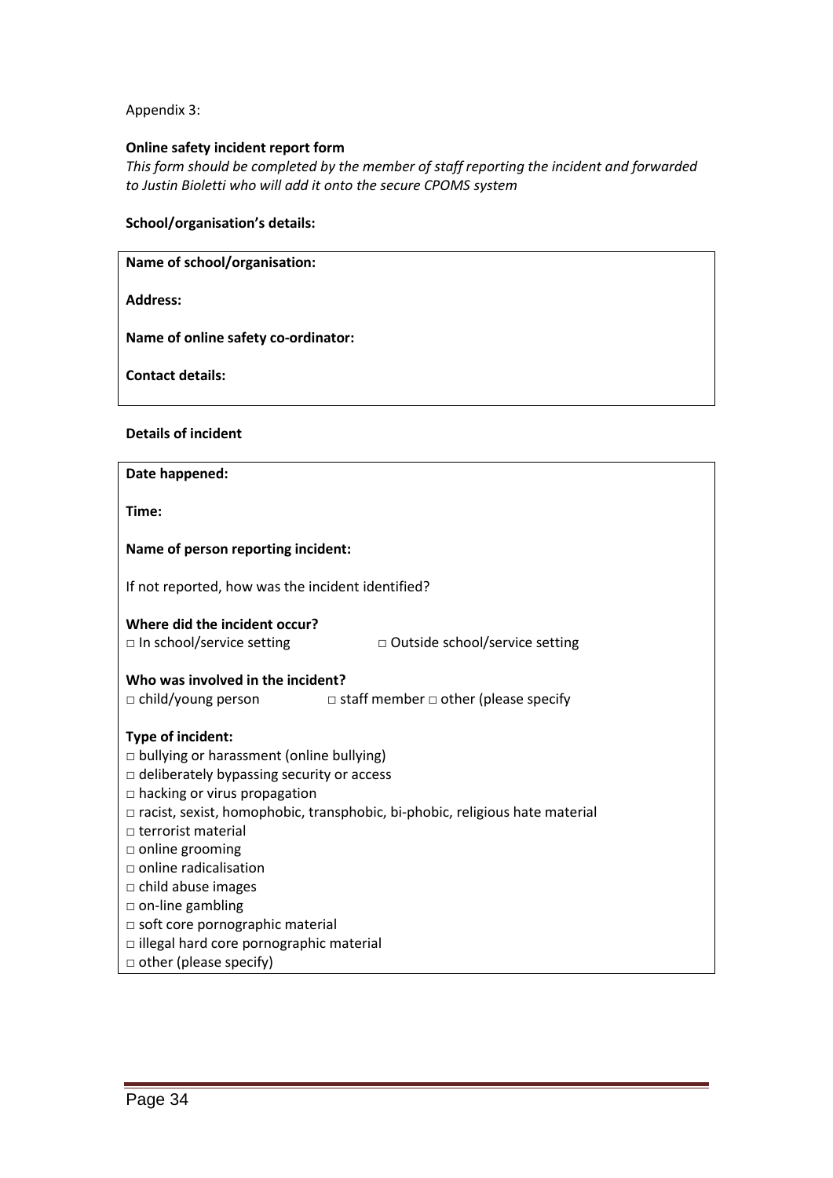Appendix 3:

**Online safety incident report form**

*This form should be completed by the member of staff reporting the incident and forwarded to Justin Bioletti who will add it onto the secure CPOMS system*

**School/organisation's details:**

**Name of school/organisation:**

**Address:**

**Name of online safety co-ordinator:**

**Contact details:**

**Details of incident**

**Date happened:**

**Time:**

**Name of person reporting incident:**

If not reported, how was the incident identified?

**Where did the incident occur?**

□ In school/service setting □ Outside school/service setting

**Who was involved in the incident?**

□ child/young person □ staff member □ other (please specify

**Type of incident:**

□ bullying or harassment (online bullying)
□ deliberately bypassing security or access
□ hacking or virus propagation
□ racist, sexist, homophobic, transphobic, bi-phobic, religious hate material
□ terrorist material
□ online grooming
□ online radicalisation
□ child abuse images
□ on-line gambling
□ soft core pornographic material
□ illegal hard core pornographic material
□ other (please specify)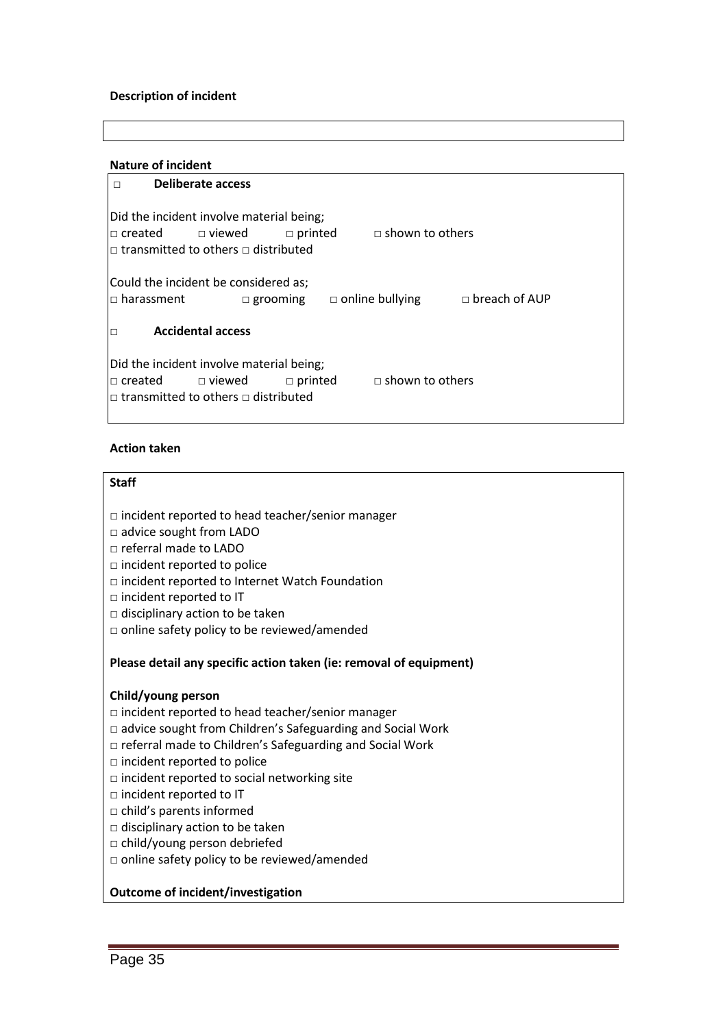**Description of incident**

**Nature of incident**

□ **Deliberate access**

Did the incident involve material being;

□ created □ viewed □ printed □ shown to others
□ transmitted to others □ distributed

Could the incident be considered as;

□ harassment □ grooming □ online bullying □ breach of AUP

□ **Accidental access**

Did the incident involve material being;

□ created □ viewed □ printed □ shown to others
□ transmitted to others □ distributed

**Action taken**

**Staff**

□ incident reported to head teacher/senior manager
□ advice sought from LADO
□ referral made to LADO
□ incident reported to police
□ incident reported to Internet Watch Foundation
□ incident reported to IT
□ disciplinary action to be taken
□ online safety policy to be reviewed/amended

**Please detail any specific action taken (ie: removal of equipment)**

**Child/young person**

□ incident reported to head teacher/senior manager
□ advice sought from Children's Safeguarding and Social Work
□ referral made to Children's Safeguarding and Social Work
□ incident reported to police
□ incident reported to social networking site
□ incident reported to IT
□ child's parents informed
□ disciplinary action to be taken
□ child/young person debriefed
□ online safety policy to be reviewed/amended

**Outcome of incident/investigation**